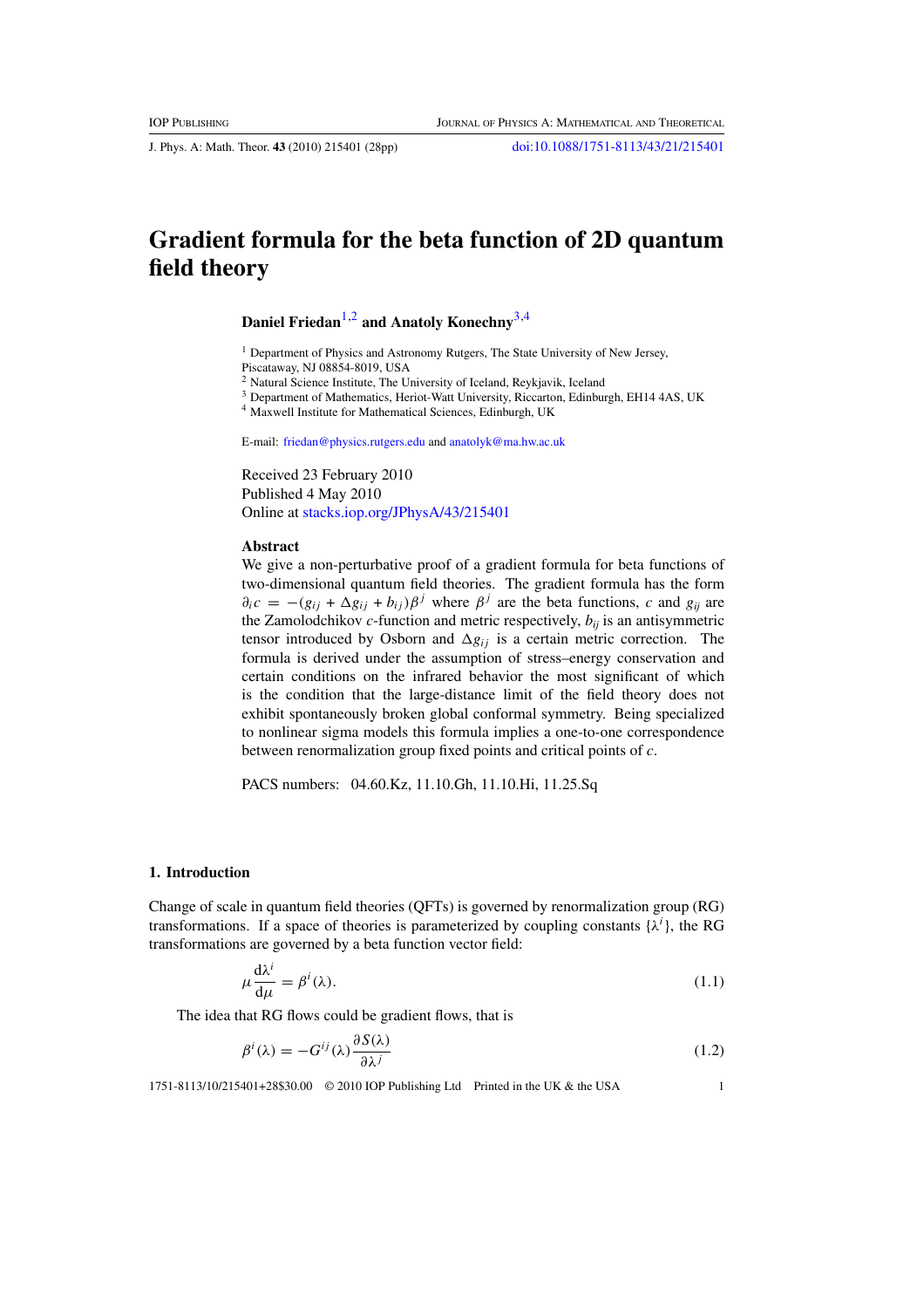# Gradient formula for the beta function of 2D quantum field theory

**Daniel Friedan**[1,2] **and Anatoly Konechny**[3,4]

[1] Department of Physics and Astronomy Rutgers, The State University of New Jersey, Piscataway, NJ 08854-8019, USA
[2] Natural Science Institute, The University of Iceland, Reykjavik, Iceland
[3] Department of Mathematics, Heriot-Watt University, Riccarton, Edinburgh, EH14 4AS, UK
[4] Maxwell Institute for Mathematical Sciences, Edinburgh, UK

E-mail: friedan@physics.rutgers.edu and anatolyk@ma.hw.ac.uk

Received 23 February 2010
Published 4 May 2010
Online at stacks.iop.org/JPhysA/43/215401

**Abstract**

We give a non-perturbative proof of a gradient formula for beta functions of two-dimensional quantum field theories. The gradient formula has the form $\partial_i c = -(g_{ij} + \Delta g_{ij} + b_{ij})\beta^j$ where $\beta^j$ are the beta functions, $c$ and $g_{ij}$ are the Zamolodchikov $c$-function and metric respectively, $b_{ij}$ is an antisymmetric tensor introduced by Osborn and $\Delta g_{ij}$ is a certain metric correction. The formula is derived under the assumption of stress–energy conservation and certain conditions on the infrared behavior the most significant of which is the condition that the large-distance limit of the field theory does not exhibit spontaneously broken global conformal symmetry. Being specialized to nonlinear sigma models this formula implies a one-to-one correspondence between renormalization group fixed points and critical points of $c$.

PACS numbers: 04.60.Kz, 11.10.Gh, 11.10.Hi, 11.25.Sq

## 1. Introduction

Change of scale in quantum field theories (QFTs) is governed by renormalization group (RG) transformations. If a space of theories is parameterized by coupling constants $\{\lambda^i\}$, the RG transformations are governed by a beta function vector field:

$$\mu \frac{d\lambda^i}{d\mu} = \beta^i(\lambda). \tag{1.1}$$

The idea that RG flows could be gradient flows, that is

$$\beta^i(\lambda) = -G^{ij}(\lambda)\frac{\partial S(\lambda)}{\partial \lambda^j} \tag{1.2}$$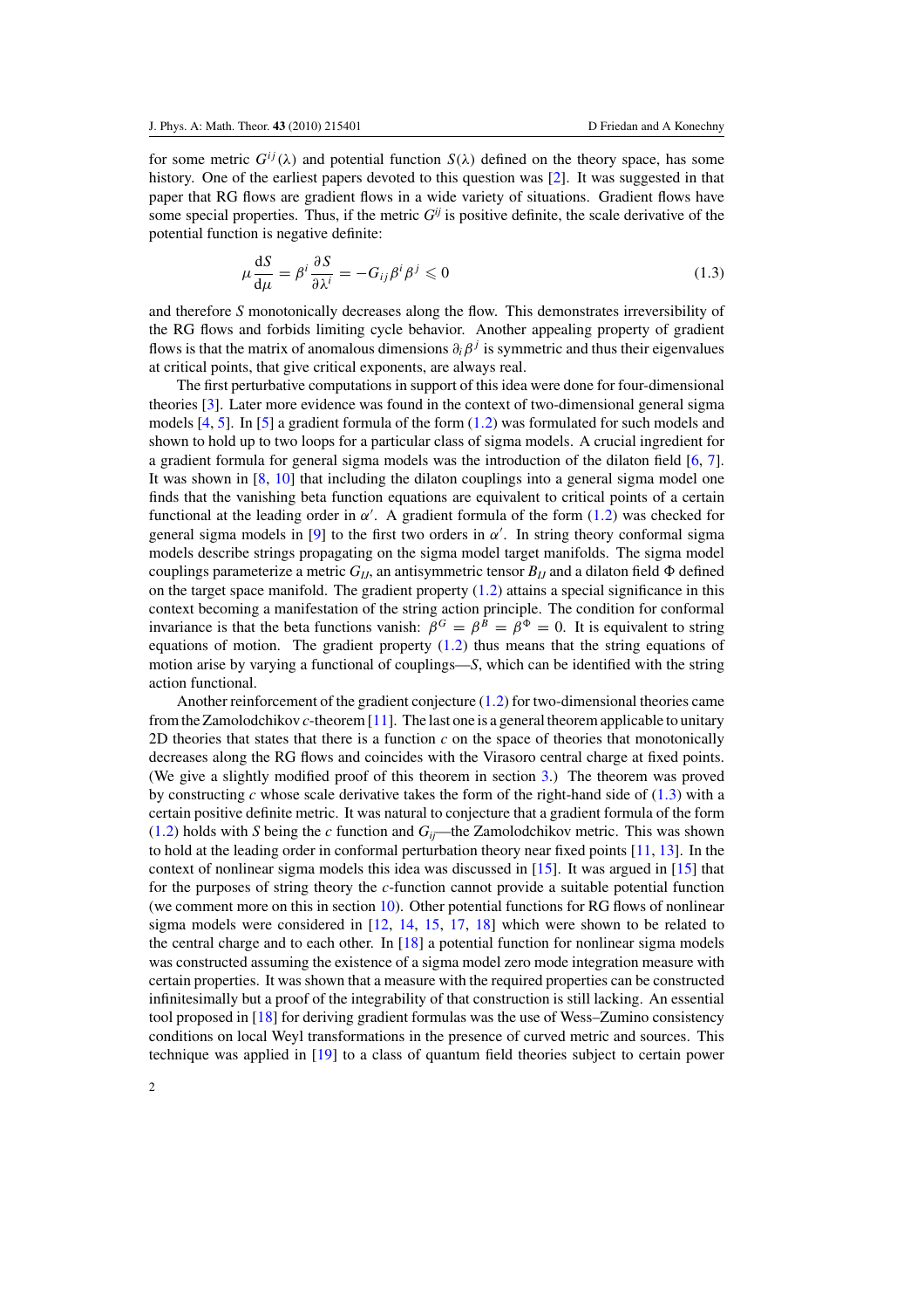for some metric $G^{ij}(\lambda)$ and potential function $S(\lambda)$ defined on the theory space, has some history. One of the earliest papers devoted to this question was [2]. It was suggested in that paper that RG flows are gradient flows in a wide variety of situations. Gradient flows have some special properties. Thus, if the metric $G^{ij}$ is positive definite, the scale derivative of the potential function is negative definite:

$$\mu \frac{\mathrm{d}S}{\mathrm{d}\mu} = \beta^i \frac{\partial S}{\partial \lambda^i} = -G_{ij}\beta^i \beta^j \leqslant 0 \tag{1.3}$$

and therefore $S$ monotonically decreases along the flow. This demonstrates irreversibility of the RG flows and forbids limiting cycle behavior. Another appealing property of gradient flows is that the matrix of anomalous dimensions $\partial_i \beta^j$ is symmetric and thus their eigenvalues at critical points, that give critical exponents, are always real.

The first perturbative computations in support of this idea were done for four-dimensional theories [3]. Later more evidence was found in the context of two-dimensional general sigma models [4, 5]. In [5] a gradient formula of the form (1.2) was formulated for such models and shown to hold up to two loops for a particular class of sigma models. A crucial ingredient for a gradient formula for general sigma models was the introduction of the dilaton field [6, 7]. It was shown in [8, 10] that including the dilaton couplings into a general sigma model one finds that the vanishing beta function equations are equivalent to critical points of a certain functional at the leading order in $\alpha'$. A gradient formula of the form (1.2) was checked for general sigma models in [9] to the first two orders in $\alpha'$. In string theory conformal sigma models describe strings propagating on the sigma model target manifolds. The sigma model couplings parameterize a metric $G_{IJ}$, an antisymmetric tensor $B_{IJ}$ and a dilaton field $\Phi$ defined on the target space manifold. The gradient property (1.2) attains a special significance in this context becoming a manifestation of the string action principle. The condition for conformal invariance is that the beta functions vanish: $\beta^G = \beta^B = \beta^\Phi = 0$. It is equivalent to string equations of motion. The gradient property (1.2) thus means that the string equations of motion arise by varying a functional of couplings—$S$, which can be identified with the string action functional.

Another reinforcement of the gradient conjecture (1.2) for two-dimensional theories came from the Zamolodchikov $c$-theorem [11]. The last one is a general theorem applicable to unitary 2D theories that states that there is a function $c$ on the space of theories that monotonically decreases along the RG flows and coincides with the Virasoro central charge at fixed points. (We give a slightly modified proof of this theorem in section 3.) The theorem was proved by constructing $c$ whose scale derivative takes the form of the right-hand side of (1.3) with a certain positive definite metric. It was natural to conjecture that a gradient formula of the form (1.2) holds with $S$ being the $c$ function and $G_{ij}$—the Zamolodchikov metric. This was shown to hold at the leading order in conformal perturbation theory near fixed points [11, 13]. In the context of nonlinear sigma models this idea was discussed in [15]. It was argued in [15] that for the purposes of string theory the $c$-function cannot provide a suitable potential function (we comment more on this in section 10). Other potential functions for RG flows of nonlinear sigma models were considered in [12, 14, 15, 17, 18] which were shown to be related to the central charge and to each other. In [18] a potential function for nonlinear sigma models was constructed assuming the existence of a sigma model zero mode integration measure with certain properties. It was shown that a measure with the required properties can be constructed infinitesimally but a proof of the integrability of that construction is still lacking. An essential tool proposed in [18] for deriving gradient formulas was the use of Wess–Zumino consistency conditions on local Weyl transformations in the presence of curved metric and sources. This technique was applied in [19] to a class of quantum field theories subject to certain power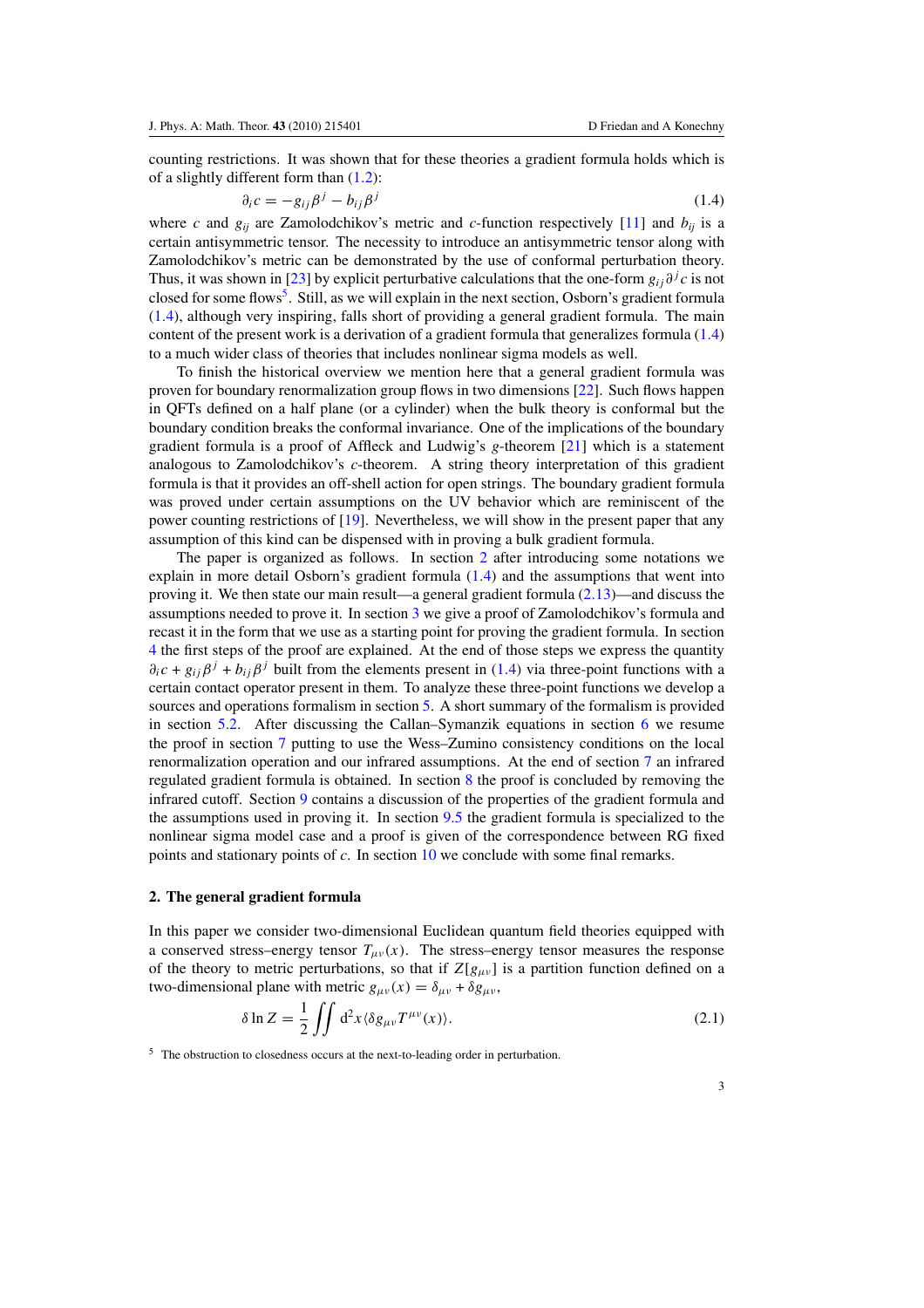counting restrictions. It was shown that for these theories a gradient formula holds which is of a slightly different form than (1.2):

$$\partial_i c = -g_{ij}\beta^j - b_{ij}\beta^j \tag{1.4}$$

where $c$ and $g_{ij}$ are Zamolodchikov's metric and $c$-function respectively [11] and $b_{ij}$ is a certain antisymmetric tensor. The necessity to introduce an antisymmetric tensor along with Zamolodchikov's metric can be demonstrated by the use of conformal perturbation theory. Thus, it was shown in [23] by explicit perturbative calculations that the one-form $g_{ij}\partial^j c$ is not closed for some flows[5]. Still, as we will explain in the next section, Osborn's gradient formula (1.4), although very inspiring, falls short of providing a general gradient formula. The main content of the present work is a derivation of a gradient formula that generalizes formula (1.4) to a much wider class of theories that includes nonlinear sigma models as well.

To finish the historical overview we mention here that a general gradient formula was proven for boundary renormalization group flows in two dimensions [22]. Such flows happen in QFTs defined on a half plane (or a cylinder) when the bulk theory is conformal but the boundary condition breaks the conformal invariance. One of the implications of the boundary gradient formula is a proof of Affleck and Ludwig's $g$-theorem [21] which is a statement analogous to Zamolodchikov's $c$-theorem. A string theory interpretation of this gradient formula is that it provides an off-shell action for open strings. The boundary gradient formula was proved under certain assumptions on the UV behavior which are reminiscent of the power counting restrictions of [19]. Nevertheless, we will show in the present paper that any assumption of this kind can be dispensed with in proving a bulk gradient formula.

The paper is organized as follows. In section 2 after introducing some notations we explain in more detail Osborn's gradient formula (1.4) and the assumptions that went into proving it. We then state our main result—a general gradient formula (2.13)—and discuss the assumptions needed to prove it. In section 3 we give a proof of Zamolodchikov's formula and recast it in the form that we use as a starting point for proving the gradient formula. In section 4 the first steps of the proof are explained. At the end of those steps we express the quantity $\partial_i c + g_{ij}\beta^j + b_{ij}\beta^j$ built from the elements present in (1.4) via three-point functions with a certain contact operator present in them. To analyze these three-point functions we develop a sources and operations formalism in section 5. A short summary of the formalism is provided in section 5.2. After discussing the Callan–Symanzik equations in section 6 we resume the proof in section 7 putting to use the Wess–Zumino consistency conditions on the local renormalization operation and our infrared assumptions. At the end of section 7 an infrared regulated gradient formula is obtained. In section 8 the proof is concluded by removing the infrared cutoff. Section 9 contains a discussion of the properties of the gradient formula and the assumptions used in proving it. In section 9.5 the gradient formula is specialized to the nonlinear sigma model case and a proof is given of the correspondence between RG fixed points and stationary points of $c$. In section 10 we conclude with some final remarks.

## 2. The general gradient formula

In this paper we consider two-dimensional Euclidean quantum field theories equipped with a conserved stress–energy tensor $T_{\mu\nu}(x)$. The stress–energy tensor measures the response of the theory to metric perturbations, so that if $Z[g_{\mu\nu}]$ is a partition function defined on a two-dimensional plane with metric $g_{\mu\nu}(x) = \delta_{\mu\nu} + \delta g_{\mu\nu}$,

$$\delta \ln Z = \frac{1}{2}\iint \mathrm{d}^2x \langle \delta g_{\mu\nu} T^{\mu\nu}(x)\rangle. \tag{2.1}$$

[5] The obstruction to closedness occurs at the next-to-leading order in perturbation.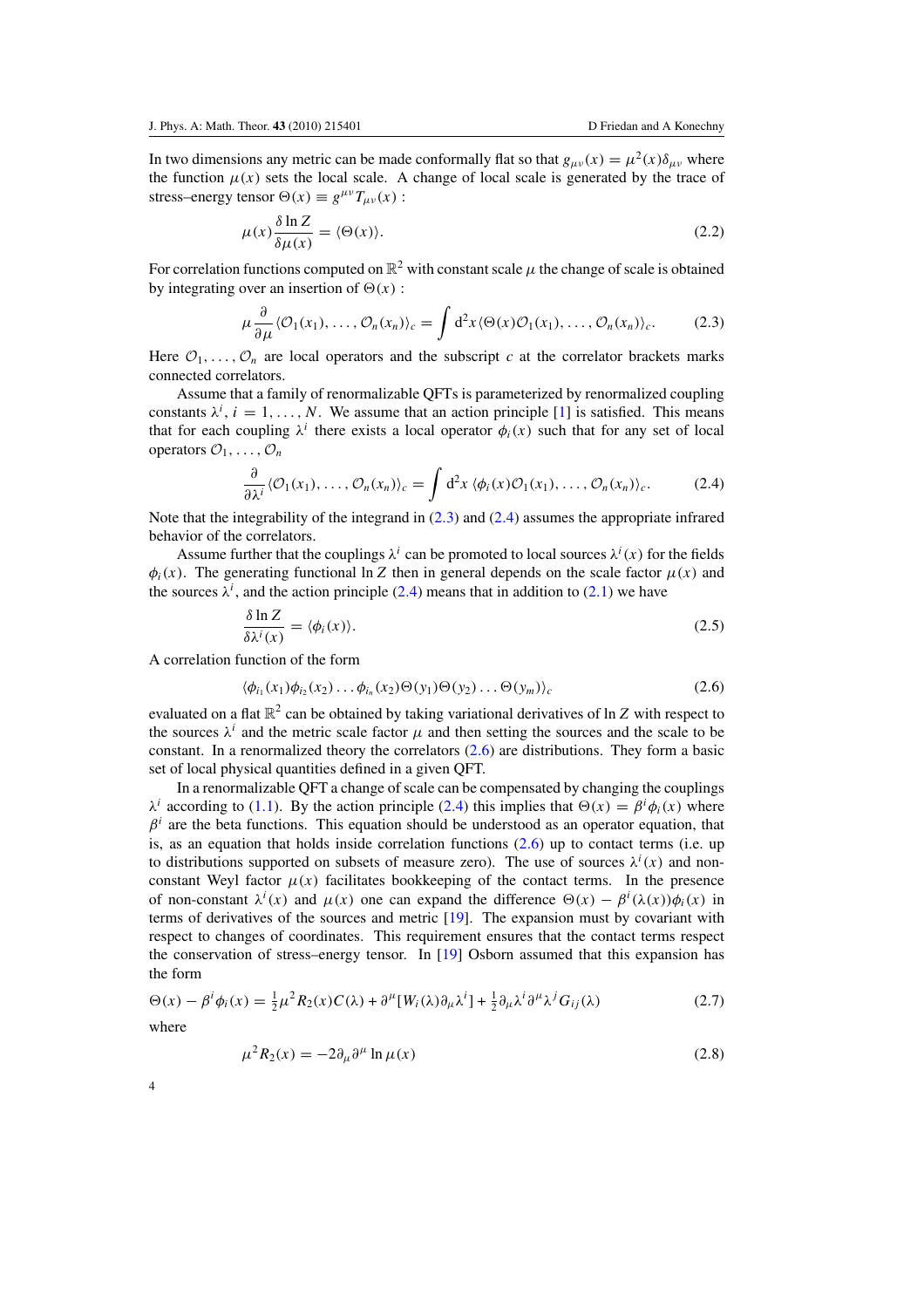In two dimensions any metric can be made conformally flat so that $g_{\mu\nu}(x) = \mu^2(x)\delta_{\mu\nu}$ where the function $\mu(x)$ sets the local scale. A change of local scale is generated by the trace of stress–energy tensor $\Theta(x) \equiv g^{\mu\nu}T_{\mu\nu}(x)$ :

$$\mu(x)\frac{\delta \ln Z}{\delta \mu(x)} = \langle \Theta(x)\rangle. \tag{2.2}$$

For correlation functions computed on $\mathbb{R}^2$ with constant scale $\mu$ the change of scale is obtained by integrating over an insertion of $\Theta(x)$ :

$$\mu\frac{\partial}{\partial \mu}\langle \mathcal{O}_1(x_1),\ldots,\mathcal{O}_n(x_n)\rangle_c = \int \mathrm{d}^2x\,\langle \Theta(x)\mathcal{O}_1(x_1),\ldots,\mathcal{O}_n(x_n)\rangle_c. \tag{2.3}$$

Here $\mathcal{O}_1,\ldots,\mathcal{O}_n$ are local operators and the subscript $c$ at the correlator brackets marks connected correlators.

Assume that a family of renormalizable QFTs is parameterized by renormalized coupling constants $\lambda^i$, $i = 1,\ldots,N$. We assume that an action principle [1] is satisfied. This means that for each coupling $\lambda^i$ there exists a local operator $\phi_i(x)$ such that for any set of local operators $\mathcal{O}_1,\ldots,\mathcal{O}_n$

$$\frac{\partial}{\partial \lambda^i}\langle \mathcal{O}_1(x_1),\ldots,\mathcal{O}_n(x_n)\rangle_c = \int \mathrm{d}^2x\,\langle \phi_i(x)\mathcal{O}_1(x_1),\ldots,\mathcal{O}_n(x_n)\rangle_c. \tag{2.4}$$

Note that the integrability of the integrand in (2.3) and (2.4) assumes the appropriate infrared behavior of the correlators.

Assume further that the couplings $\lambda^i$ can be promoted to local sources $\lambda^i(x)$ for the fields $\phi_i(x)$. The generating functional $\ln Z$ then in general depends on the scale factor $\mu(x)$ and the sources $\lambda^i$, and the action principle (2.4) means that in addition to (2.1) we have

$$\frac{\delta \ln Z}{\delta \lambda^i(x)} = \langle \phi_i(x)\rangle. \tag{2.5}$$

A correlation function of the form

$$\langle \phi_{i_1}(x_1)\phi_{i_2}(x_2)\ldots\phi_{i_n}(x_2)\Theta(y_1)\Theta(y_2)\ldots\Theta(y_m)\rangle_c \tag{2.6}$$

evaluated on a flat $\mathbb{R}^2$ can be obtained by taking variational derivatives of $\ln Z$ with respect to the sources $\lambda^i$ and the metric scale factor $\mu$ and then setting the sources and the scale to be constant. In a renormalized theory the correlators (2.6) are distributions. They form a basic set of local physical quantities defined in a given QFT.

In a renormalizable QFT a change of scale can be compensated by changing the couplings $\lambda^i$ according to (1.1). By the action principle (2.4) this implies that $\Theta(x) = \beta^i\phi_i(x)$ where $\beta^i$ are the beta functions. This equation should be understood as an operator equation, that is, as an equation that holds inside correlation functions (2.6) up to contact terms (i.e. up to distributions supported on subsets of measure zero). The use of sources $\lambda^i(x)$ and non-constant Weyl factor $\mu(x)$ facilitates bookkeeping of the contact terms. In the presence of non-constant $\lambda^i(x)$ and $\mu(x)$ one can expand the difference $\Theta(x) - \beta^i(\lambda(x))\phi_i(x)$ in terms of derivatives of the sources and metric [19]. The expansion must by covariant with respect to changes of coordinates. This requirement ensures that the contact terms respect the conservation of stress–energy tensor. In [19] Osborn assumed that this expansion has the form

$$\Theta(x) - \beta^i\phi_i(x) = \tfrac{1}{2}\mu^2R_2(x)C(\lambda) + \partial^\mu[W_i(\lambda)\partial_\mu\lambda^i] + \tfrac{1}{2}\partial_\mu\lambda^i\partial^\mu\lambda^jG_{ij}(\lambda) \tag{2.7}$$

where

$$\mu^2R_2(x) = -2\partial_\mu\partial^\mu \ln \mu(x) \tag{2.8}$$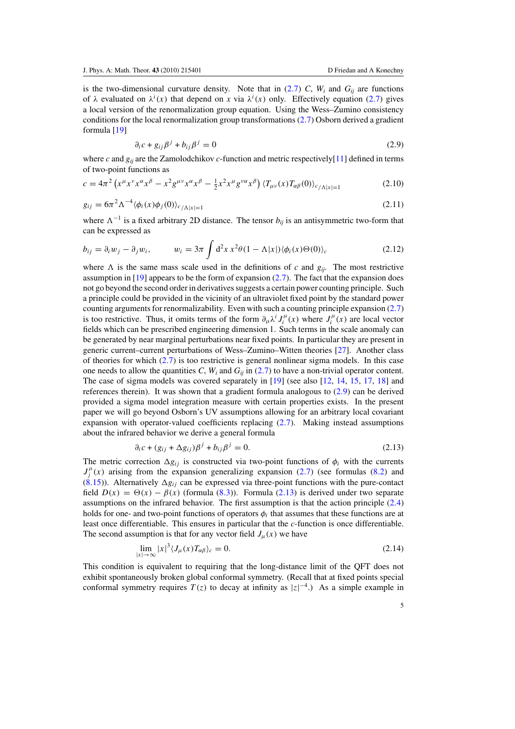is the two-dimensional curvature density. Note that in (2.7) $C$, $W_i$ and $G_{ij}$ are functions of $\lambda$ evaluated on $\lambda^i(x)$ that depend on $x$ via $\lambda^i(x)$ only. Effectively equation (2.7) gives a local version of the renormalization group equation. Using the Wess–Zumino consistency conditions for the local renormalization group transformations (2.7) Osborn derived a gradient formula [19]

$$\partial_i c + g_{ij}\beta^j + b_{ij}\beta^j = 0 \tag{2.9}$$

where $c$ and $g_{ij}$ are the Zamolodchikov $c$-function and metric respectively[11] defined in terms of two-point functions as

$$c = 4\pi^2 \left(x^\mu x^\nu x^\alpha x^\beta - x^2 g^{\mu\nu} x^\alpha x^\beta - \tfrac{1}{2} x^2 x^\mu g^{\nu\alpha} x^\beta\right) \langle T_{\mu\nu}(x) T_{\alpha\beta}(0)\rangle_{c/\Lambda|x|=1} \tag{2.10}$$

$$g_{ij} = 6\pi^2 \Lambda^{-4} \langle \phi_i(x)\phi_j(0)\rangle_{c/\Lambda|x|=1} \tag{2.11}$$

where $\Lambda^{-1}$ is a fixed arbitrary 2D distance. The tensor $b_{ij}$ is an antisymmetric two-form that can be expressed as

$$b_{ij} = \partial_i w_j - \partial_j w_i, \qquad w_i = 3\pi \int d^2x\, x^2 \theta(1 - \Lambda|x|)\langle \phi_i(x)\Theta(0)\rangle_c \tag{2.12}$$

where $\Lambda$ is the same mass scale used in the definitions of $c$ and $g_{ij}$. The most restrictive assumption in [19] appears to be the form of expansion (2.7). The fact that the expansion does not go beyond the second order in derivatives suggests a certain power counting principle. Such a principle could be provided in the vicinity of an ultraviolet fixed point by the standard power counting arguments for renormalizability. Even with such a counting principle expansion (2.7) is too restrictive. Thus, it omits terms of the form $\partial_\mu \lambda^i J_i^\mu(x)$ where $J_i^\mu(x)$ are local vector fields which can be prescribed engineering dimension 1. Such terms in the scale anomaly can be generated by near marginal perturbations near fixed points. In particular they are present in generic current–current perturbations of Wess–Zumino–Witten theories [27]. Another class of theories for which (2.7) is too restrictive is general nonlinear sigma models. In this case one needs to allow the quantities $C$, $W_i$ and $G_{ij}$ in (2.7) to have a non-trivial operator content. The case of sigma models was covered separately in [19] (see also [12, 14, 15, 17, 18] and references therein). It was shown that a gradient formula analogous to (2.9) can be derived provided a sigma model integration measure with certain properties exists. In the present paper we will go beyond Osborn's UV assumptions allowing for an arbitrary local covariant expansion with operator-valued coefficients replacing (2.7). Making instead assumptions about the infrared behavior we derive a general formula

$$\partial_i c + (g_{ij} + \Delta g_{ij})\beta^j + b_{ij}\beta^j = 0. \tag{2.13}$$

The metric correction $\Delta g_{ij}$ is constructed via two-point functions of $\phi_i$ with the currents $J_j^\mu(x)$ arising from the expansion generalizing expansion (2.7) (see formulas (8.2) and (8.15)). Alternatively $\Delta g_{ij}$ can be expressed via three-point functions with the pure-contact field $D(x) = \Theta(x) - \beta(x)$ (formula (8.3)). Formula (2.13) is derived under two separate assumptions on the infrared behavior. The first assumption is that the action principle (2.4) holds for one- and two-point functions of operators $\phi_i$ that assumes that these functions are at least once differentiable. This ensures in particular that the $c$-function is once differentiable. The second assumption is that for any vector field $J_\mu(x)$ we have

$$\lim_{|x|\to\infty} |x|^3 \langle J_\mu(x) T_{\alpha\beta}\rangle_c = 0. \tag{2.14}$$

This condition is equivalent to requiring that the long-distance limit of the QFT does not exhibit spontaneously broken global conformal symmetry. (Recall that at fixed points special conformal symmetry requires $T(z)$ to decay at infinity as $|z|^{-4}$.) As a simple example in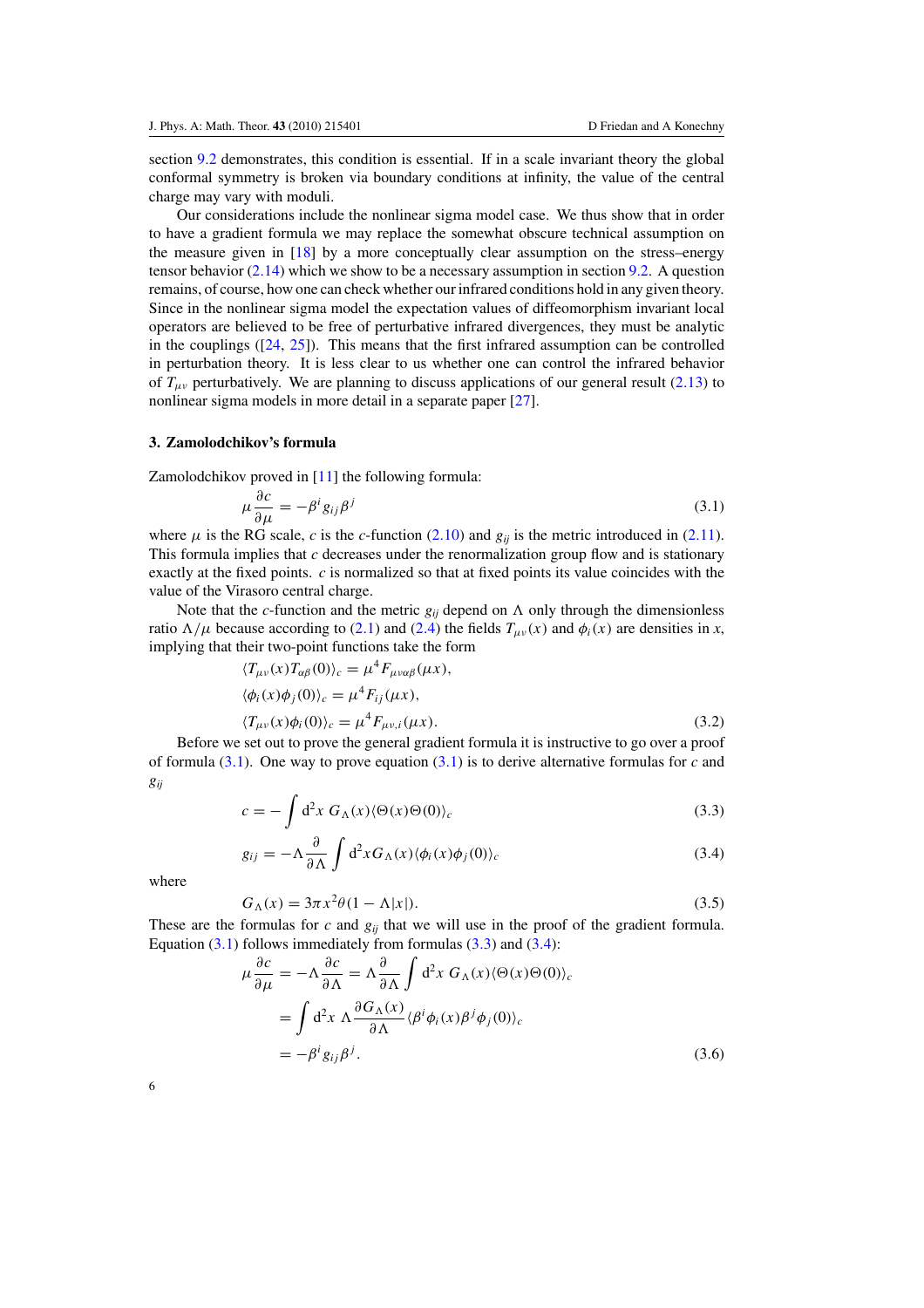section 9.2 demonstrates, this condition is essential. If in a scale invariant theory the global conformal symmetry is broken via boundary conditions at infinity, the value of the central charge may vary with moduli.

Our considerations include the nonlinear sigma model case. We thus show that in order to have a gradient formula we may replace the somewhat obscure technical assumption on the measure given in [18] by a more conceptually clear assumption on the stress–energy tensor behavior (2.14) which we show to be a necessary assumption in section 9.2. A question remains, of course, how one can check whether our infrared conditions hold in any given theory. Since in the nonlinear sigma model the expectation values of diffeomorphism invariant local operators are believed to be free of perturbative infrared divergences, they must be analytic in the couplings ([24, 25]). This means that the first infrared assumption can be controlled in perturbation theory. It is less clear to us whether one can control the infrared behavior of $T_{\mu\nu}$ perturbatively. We are planning to discuss applications of our general result (2.13) to nonlinear sigma models in more detail in a separate paper [27].

## 3. Zamolodchikov's formula

Zamolodchikov proved in [11] the following formula:

$$\mu\frac{\partial c}{\partial \mu} = -\beta^i g_{ij}\beta^j \tag{3.1}$$

where $\mu$ is the RG scale, $c$ is the $c$-function (2.10) and $g_{ij}$ is the metric introduced in (2.11). This formula implies that $c$ decreases under the renormalization group flow and is stationary exactly at the fixed points. $c$ is normalized so that at fixed points its value coincides with the value of the Virasoro central charge.

Note that the $c$-function and the metric $g_{ij}$ depend on $\Lambda$ only through the dimensionless ratio $\Lambda/\mu$ because according to (2.1) and (2.4) the fields $T_{\mu\nu}(x)$ and $\phi_i(x)$ are densities in $x$, implying that their two-point functions take the form

$$\begin{aligned}
&\langle T_{\mu\nu}(x)T_{\alpha\beta}(0)\rangle_c = \mu^4 F_{\mu\nu\alpha\beta}(\mu x),\\
&\langle \phi_i(x)\phi_j(0)\rangle_c = \mu^4 F_{ij}(\mu x),\\
&\langle T_{\mu\nu}(x)\phi_i(0)\rangle_c = \mu^4 F_{\mu\nu,i}(\mu x).
\end{aligned} \tag{3.2}$$

Before we set out to prove the general gradient formula it is instructive to go over a proof of formula (3.1). One way to prove equation (3.1) is to derive alternative formulas for $c$ and $g_{ij}$

$$c = -\int \mathrm{d}^2x\, G_\Lambda(x)\langle\Theta(x)\Theta(0)\rangle_c \tag{3.3}$$

$$g_{ij} = -\Lambda\frac{\partial}{\partial\Lambda}\int \mathrm{d}^2x G_\Lambda(x)\langle\phi_i(x)\phi_j(0)\rangle_c \tag{3.4}$$

where

$$G_\Lambda(x) = 3\pi x^2\theta(1-\Lambda|x|). \tag{3.5}$$

These are the formulas for $c$ and $g_{ij}$ that we will use in the proof of the gradient formula. Equation (3.1) follows immediately from formulas (3.3) and (3.4):

$$\begin{aligned}
\mu\frac{\partial c}{\partial\mu} &= -\Lambda\frac{\partial c}{\partial\Lambda} = \Lambda\frac{\partial}{\partial\Lambda}\int \mathrm{d}^2x\, G_\Lambda(x)\langle\Theta(x)\Theta(0)\rangle_c\\
&= \int \mathrm{d}^2x\, \Lambda\frac{\partial G_\Lambda(x)}{\partial\Lambda}\langle\beta^i\phi_i(x)\beta^j\phi_j(0)\rangle_c\\
&= -\beta^i g_{ij}\beta^j.
\end{aligned} \tag{3.6}$$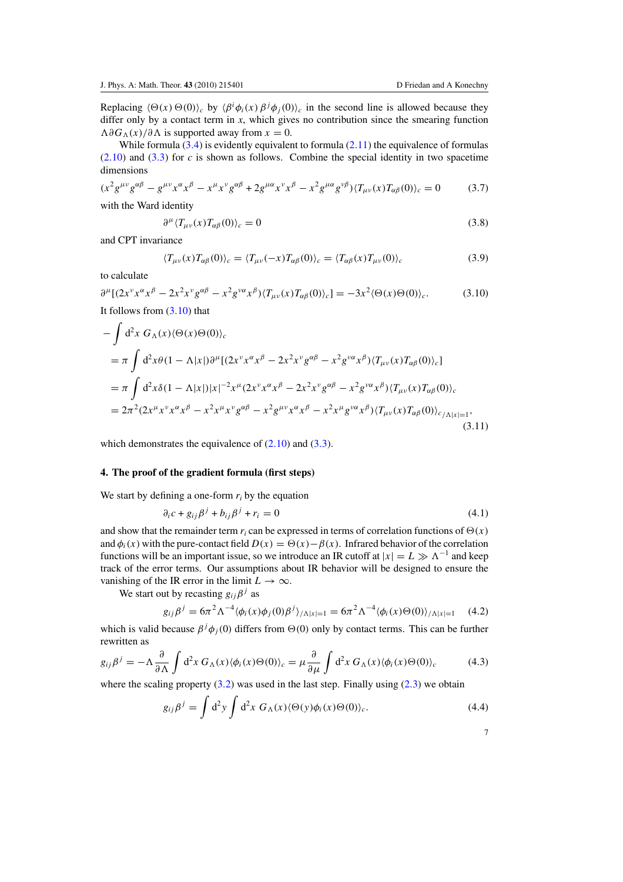Replacing $\langle\Theta(x)\,\Theta(0)\rangle_c$ by $\langle\beta^i\phi_i(x)\,\beta^j\phi_j(0)\rangle_c$ in the second line is allowed because they differ only by a contact term in $x$, which gives no contribution since the smearing function $\Lambda\partial G_\Lambda(x)/\partial\Lambda$ is supported away from $x=0$.

While formula (3.4) is evidently equivalent to formula (2.11) the equivalence of formulas (2.10) and (3.3) for $c$ is shown as follows. Combine the special identity in two spacetime dimensions

$$(x^2 g^{\mu\nu} g^{\alpha\beta} - g^{\mu\nu} x^\alpha x^\beta - x^\mu x^\nu g^{\alpha\beta} + 2 g^{\mu\alpha} x^\nu x^\beta - x^2 g^{\mu\alpha} g^{\nu\beta})\langle T_{\mu\nu}(x) T_{\alpha\beta}(0)\rangle_c = 0 \tag{3.7}$$

with the Ward identity

$$\partial^\mu \langle T_{\mu\nu}(x) T_{\alpha\beta}(0)\rangle_c = 0 \tag{3.8}$$

and CPT invariance

$$\langle T_{\mu\nu}(x) T_{\alpha\beta}(0)\rangle_c = \langle T_{\mu\nu}(-x) T_{\alpha\beta}(0)\rangle_c = \langle T_{\alpha\beta}(x) T_{\mu\nu}(0)\rangle_c \tag{3.9}$$

to calculate

$$\partial^\mu[(2x^\nu x^\alpha x^\beta - 2x^2 x^\nu g^{\alpha\beta} - x^2 g^{\nu\alpha} x^\beta)\langle T_{\mu\nu}(x) T_{\alpha\beta}(0)\rangle_c] = -3x^2 \langle\Theta(x)\Theta(0)\rangle_c. \tag{3.10}$$

It follows from (3.10) that

$$\begin{aligned}
&-\int \mathrm{d}^2x\; G_\Lambda(x)\langle\Theta(x)\Theta(0)\rangle_c \\
&= \pi \int \mathrm{d}^2x\,\theta(1-\Lambda|x|)\partial^\mu[(2x^\nu x^\alpha x^\beta - 2x^2 x^\nu g^{\alpha\beta} - x^2 g^{\nu\alpha} x^\beta)\langle T_{\mu\nu}(x) T_{\alpha\beta}(0)\rangle_c] \\
&= \pi \int \mathrm{d}^2x\,\delta(1-\Lambda|x|)|x|^{-2} x^\mu (2x^\nu x^\alpha x^\beta - 2x^2 x^\nu g^{\alpha\beta} - x^2 g^{\nu\alpha} x^\beta)\langle T_{\mu\nu}(x) T_{\alpha\beta}(0)\rangle_c \\
&= 2\pi^2 (2x^\mu x^\nu x^\alpha x^\beta - x^2 x^\mu x^\nu g^{\alpha\beta} - x^2 g^{\mu\nu} x^\alpha x^\beta - x^2 x^\mu g^{\nu\alpha} x^\beta)\langle T_{\mu\nu}(x) T_{\alpha\beta}(0)\rangle_{c/\Lambda|x|=1},
\end{aligned} \tag{3.11}$$

which demonstrates the equivalence of (2.10) and (3.3).

## 4. The proof of the gradient formula (first steps)

We start by defining a one-form $r_i$ by the equation

$$\partial_i c + g_{ij}\beta^j + b_{ij}\beta^j + r_i = 0 \tag{4.1}$$

and show that the remainder term $r_i$ can be expressed in terms of correlation functions of $\Theta(x)$ and $\phi_i(x)$ with the pure-contact field $D(x) = \Theta(x) - \beta(x)$. Infrared behavior of the correlation functions will be an important issue, so we introduce an IR cutoff at $|x| = L \gg \Lambda^{-1}$ and keep track of the error terms. Our assumptions about IR behavior will be designed to ensure the vanishing of the IR error in the limit $L \to \infty$.

We start out by recasting $g_{ij}\beta^j$ as

$$g_{ij}\beta^j = 6\pi^2\Lambda^{-4}\langle\phi_i(x)\phi_j(0)\beta^j\rangle_{/\Lambda|x|=1} = 6\pi^2\Lambda^{-4}\langle\phi_i(x)\Theta(0)\rangle_{/\Lambda|x|=1} \tag{4.2}$$

which is valid because $\beta^j\phi_j(0)$ differs from $\Theta(0)$ only by contact terms. This can be further rewritten as

$$g_{ij}\beta^j = -\Lambda\frac{\partial}{\partial\Lambda}\int \mathrm{d}^2x\; G_\Lambda(x)\langle\phi_i(x)\Theta(0)\rangle_c = \mu\frac{\partial}{\partial\mu}\int \mathrm{d}^2x\; G_\Lambda(x)\langle\phi_i(x)\Theta(0)\rangle_c \tag{4.3}$$

where the scaling property (3.2) was used in the last step. Finally using (2.3) we obtain

$$g_{ij}\beta^j = \int \mathrm{d}^2y \int \mathrm{d}^2x\; G_\Lambda(x)\langle\Theta(y)\phi_i(x)\Theta(0)\rangle_c. \tag{4.4}$$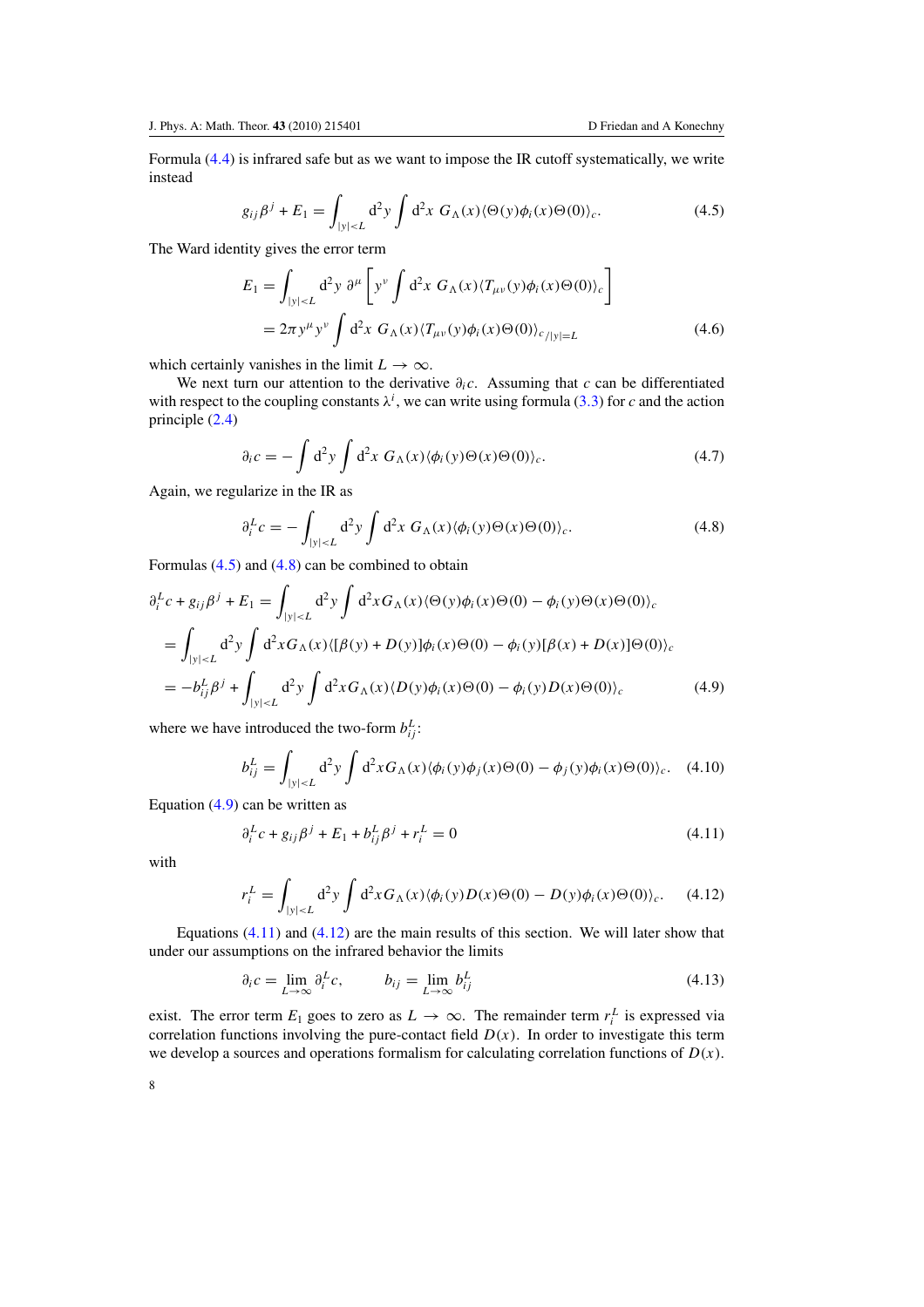Formula (4.4) is infrared safe but as we want to impose the IR cutoff systematically, we write instead

$$g_{ij}\beta^j + E_1 = \int_{|y|<L} \mathrm{d}^2 y \int \mathrm{d}^2 x\; G_\Lambda(x)\langle \Theta(y)\phi_i(x)\Theta(0)\rangle_c. \tag{4.5}$$

The Ward identity gives the error term

$$\begin{aligned} E_1 &= \int_{|y|<L} \mathrm{d}^2 y\; \partial^\mu \left[ y^\nu \int \mathrm{d}^2 x\; G_\Lambda(x)\langle T_{\mu\nu}(y)\phi_i(x)\Theta(0)\rangle_c \right] \\ &= 2\pi y^\mu y^\nu \int \mathrm{d}^2 x\; G_\Lambda(x)\langle T_{\mu\nu}(y)\phi_i(x)\Theta(0)\rangle_{c/|y|=L} \end{aligned} \tag{4.6}$$

which certainly vanishes in the limit $L \to \infty$.

We next turn our attention to the derivative $\partial_i c$. Assuming that $c$ can be differentiated with respect to the coupling constants $\lambda^i$, we can write using formula (3.3) for $c$ and the action principle (2.4)

$$\partial_i c = -\int \mathrm{d}^2 y \int \mathrm{d}^2 x\; G_\Lambda(x)\langle \phi_i(y)\Theta(x)\Theta(0)\rangle_c. \tag{4.7}$$

Again, we regularize in the IR as

$$\partial_i^L c = -\int_{|y|<L} \mathrm{d}^2 y \int \mathrm{d}^2 x\; G_\Lambda(x)\langle \phi_i(y)\Theta(x)\Theta(0)\rangle_c. \tag{4.8}$$

Formulas (4.5) and (4.8) can be combined to obtain

$$\begin{aligned} \partial_i^L c + g_{ij}\beta^j + E_1 &= \int_{|y|<L} \mathrm{d}^2 y \int \mathrm{d}^2 x G_\Lambda(x)\langle \Theta(y)\phi_i(x)\Theta(0) - \phi_i(y)\Theta(x)\Theta(0)\rangle_c \\ &= \int_{|y|<L} \mathrm{d}^2 y \int \mathrm{d}^2 x G_\Lambda(x)\langle [\beta(y) + D(y)]\phi_i(x)\Theta(0) - \phi_i(y)[\beta(x) + D(x)]\Theta(0)\rangle_c \\ &= -b_{ij}^L\beta^j + \int_{|y|<L} \mathrm{d}^2 y \int \mathrm{d}^2 x G_\Lambda(x)\langle D(y)\phi_i(x)\Theta(0) - \phi_i(y)D(x)\Theta(0)\rangle_c \end{aligned} \tag{4.9}$$

where we have introduced the two-form $b_{ij}^L$:

$$b_{ij}^L = \int_{|y|<L} \mathrm{d}^2 y \int \mathrm{d}^2 x G_\Lambda(x)\langle \phi_i(y)\phi_j(x)\Theta(0) - \phi_j(y)\phi_i(x)\Theta(0)\rangle_c. \tag{4.10}$$

Equation (4.9) can be written as

$$\partial_i^L c + g_{ij}\beta^j + E_1 + b_{ij}^L\beta^j + r_i^L = 0 \tag{4.11}$$

with

$$r_i^L = \int_{|y|<L} \mathrm{d}^2 y \int \mathrm{d}^2 x G_\Lambda(x)\langle \phi_i(y)D(x)\Theta(0) - D(y)\phi_i(x)\Theta(0)\rangle_c. \tag{4.12}$$

Equations (4.11) and (4.12) are the main results of this section. We will later show that under our assumptions on the infrared behavior the limits

$$\partial_i c = \lim_{L\to\infty} \partial_i^L c, \qquad b_{ij} = \lim_{L\to\infty} b_{ij}^L \tag{4.13}$$

exist. The error term $E_1$ goes to zero as $L \to \infty$. The remainder term $r_i^L$ is expressed via correlation functions involving the pure-contact field $D(x)$. In order to investigate this term we develop a sources and operations formalism for calculating correlation functions of $D(x)$.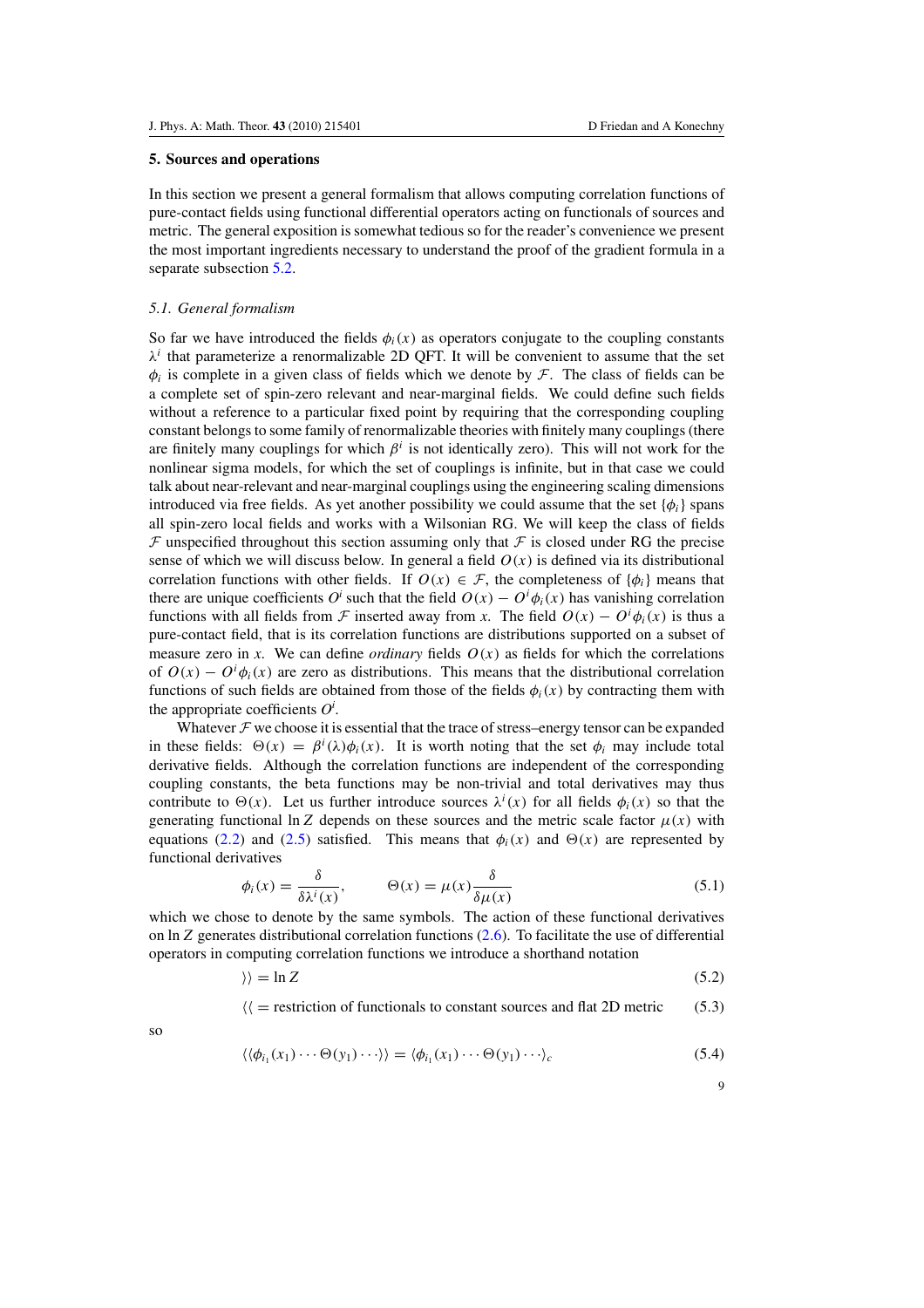## 5. Sources and operations

In this section we present a general formalism that allows computing correlation functions of pure-contact fields using functional differential operators acting on functionals of sources and metric. The general exposition is somewhat tedious so for the reader's convenience we present the most important ingredients necessary to understand the proof of the gradient formula in a separate subsection 5.2.

### 5.1. General formalism

So far we have introduced the fields $\phi_i(x)$ as operators conjugate to the coupling constants $\lambda^i$ that parameterize a renormalizable 2D QFT. It will be convenient to assume that the set $\phi_i$ is complete in a given class of fields which we denote by $\mathcal{F}$. The class of fields can be a complete set of spin-zero relevant and near-marginal fields. We could define such fields without a reference to a particular fixed point by requiring that the corresponding coupling constant belongs to some family of renormalizable theories with finitely many couplings (there are finitely many couplings for which $\beta^i$ is not identically zero). This will not work for the nonlinear sigma models, for which the set of couplings is infinite, but in that case we could talk about near-relevant and near-marginal couplings using the engineering scaling dimensions introduced via free fields. As yet another possibility we could assume that the set $\{\phi_i\}$ spans all spin-zero local fields and works with a Wilsonian RG. We will keep the class of fields $\mathcal{F}$ unspecified throughout this section assuming only that $\mathcal{F}$ is closed under RG the precise sense of which we will discuss below. In general a field $O(x)$ is defined via its distributional correlation functions with other fields. If $O(x) \in \mathcal{F}$, the completeness of $\{\phi_i\}$ means that there are unique coefficients $O^i$ such that the field $O(x) - O^i\phi_i(x)$ has vanishing correlation functions with all fields from $\mathcal{F}$ inserted away from $x$. The field $O(x) - O^i\phi_i(x)$ is thus a pure-contact field, that is its correlation functions are distributions supported on a subset of measure zero in $x$. We can define *ordinary* fields $O(x)$ as fields for which the correlations of $O(x) - O^i\phi_i(x)$ are zero as distributions. This means that the distributional correlation functions of such fields are obtained from those of the fields $\phi_i(x)$ by contracting them with the appropriate coefficients $O^i$.

Whatever $\mathcal{F}$ we choose it is essential that the trace of stress–energy tensor can be expanded in these fields: $\Theta(x) = \beta^i(\lambda)\phi_i(x)$. It is worth noting that the set $\phi_i$ may include total derivative fields. Although the correlation functions are independent of the corresponding coupling constants, the beta functions may be non-trivial and total derivatives may thus contribute to $\Theta(x)$. Let us further introduce sources $\lambda^i(x)$ for all fields $\phi_i(x)$ so that the generating functional $\ln Z$ depends on these sources and the metric scale factor $\mu(x)$ with equations (2.2) and (2.5) satisfied. This means that $\phi_i(x)$ and $\Theta(x)$ are represented by functional derivatives

$$\phi_i(x) = \frac{\delta}{\delta\lambda^i(x)}, \qquad \Theta(x) = \mu(x)\frac{\delta}{\delta\mu(x)} \tag{5.1}$$

which we chose to denote by the same symbols. The action of these functional derivatives on $\ln Z$ generates distributional correlation functions (2.6). To facilitate the use of differential operators in computing correlation functions we introduce a shorthand notation

$$\rangle\rangle = \ln Z \tag{5.2}$$

$$\langle\langle = \text{restriction of functionals to constant sources and flat 2D metric} \tag{5.3}$$

so

$$\langle\langle\phi_{i_1}(x_1)\cdots\Theta(y_1)\cdots\rangle\rangle = \langle\phi_{i_1}(x_1)\cdots\Theta(y_1)\cdots\rangle_c \tag{5.4}$$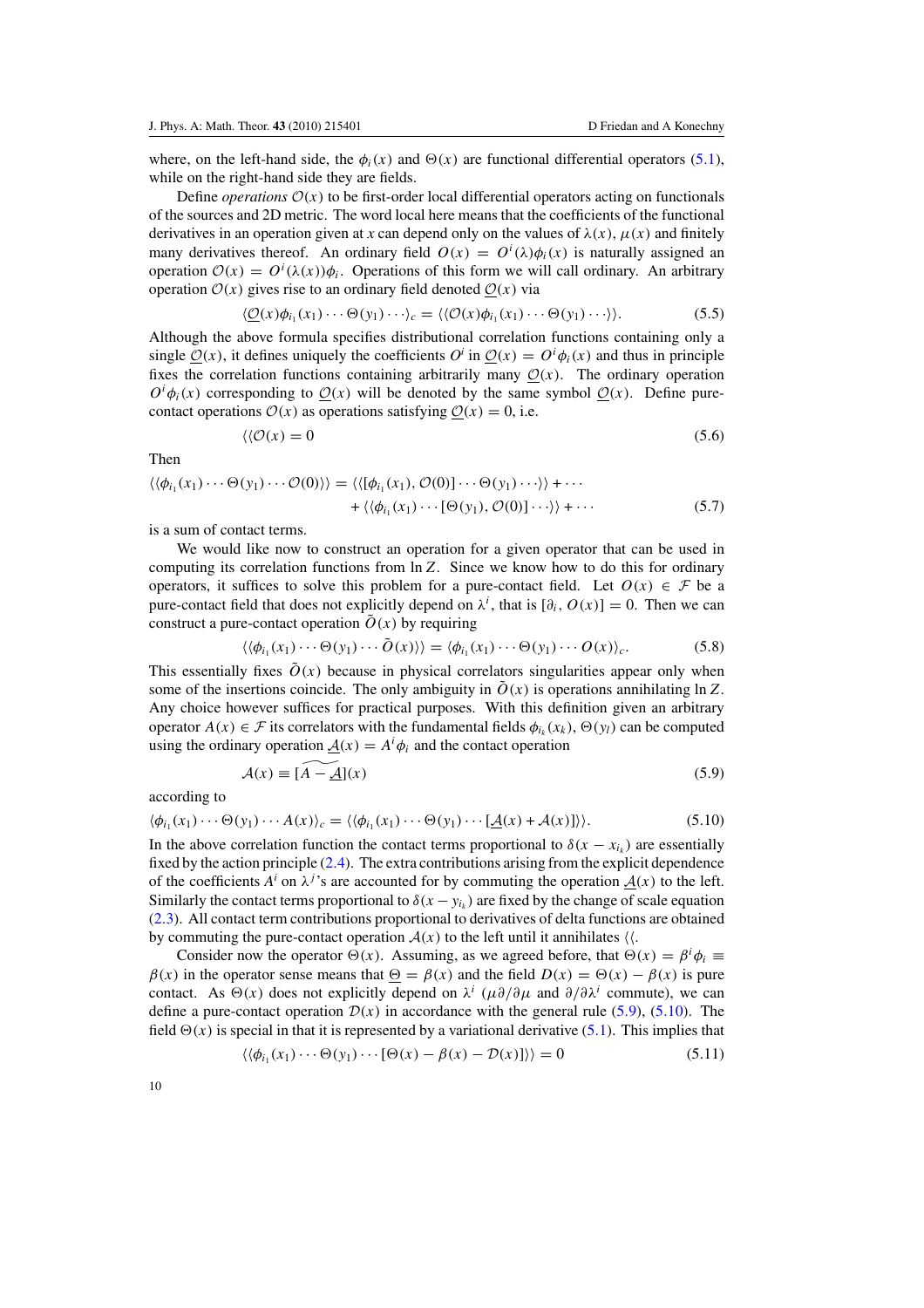where, on the left-hand side, the $\phi_i(x)$ and $\Theta(x)$ are functional differential operators (5.1), while on the right-hand side they are fields.

Define *operations* $\mathcal{O}(x)$ to be first-order local differential operators acting on functionals of the sources and 2D metric. The word local here means that the coefficients of the functional derivatives in an operation given at $x$ can depend only on the values of $\lambda(x)$, $\mu(x)$ and finitely many derivatives thereof. An ordinary field $O(x) = O^i(\lambda)\phi_i(x)$ is naturally assigned an operation $\mathcal{O}(x) = O^i(\lambda(x))\phi_i$. Operations of this form we will call ordinary. An arbitrary operation $\mathcal{O}(x)$ gives rise to an ordinary field denoted $\underline{\mathcal{O}}(x)$ via

$$\langle \underline{\mathcal{O}}(x)\phi_{i_1}(x_1)\cdots\Theta(y_1)\cdots\rangle_c = \langle\langle \mathcal{O}(x)\phi_{i_1}(x_1)\cdots\Theta(y_1)\cdots\rangle\rangle. \tag{5.5}$$

Although the above formula specifies distributional correlation functions containing only a single $\underline{\mathcal{O}}(x)$, it defines uniquely the coefficients $O^i$ in $\underline{\mathcal{O}}(x) = O^i\phi_i(x)$ and thus in principle fixes the correlation functions containing arbitrarily many $\underline{\mathcal{O}}(x)$. The ordinary operation $O^i\phi_i(x)$ corresponding to $\underline{\mathcal{O}}(x)$ will be denoted by the same symbol $\underline{\mathcal{O}}(x)$. Define pure-contact operations $\mathcal{O}(x)$ as operations satisfying $\underline{\mathcal{O}}(x) = 0$, i.e.

$$\langle\langle \mathcal{O}(x) = 0 \tag{5.6}$$

Then

$$\begin{aligned}\langle\langle \phi_{i_1}(x_1)\cdots\Theta(y_1)\cdots\mathcal{O}(0)\rangle\rangle &= \langle\langle [\phi_{i_1}(x_1), \mathcal{O}(0)]\cdots\Theta(y_1)\cdots\rangle\rangle + \cdots \\ &\quad + \langle\langle \phi_{i_1}(x_1)\cdots[\Theta(y_1), \mathcal{O}(0)]\cdots\rangle\rangle + \cdots \end{aligned} \tag{5.7}$$

is a sum of contact terms.

We would like now to construct an operation for a given operator that can be used in computing its correlation functions from $\ln Z$. Since we know how to do this for ordinary operators, it suffices to solve this problem for a pure-contact field. Let $O(x) \in \mathcal{F}$ be a pure-contact field that does not explicitly depend on $\lambda^i$, that is $[\partial_i, O(x)] = 0$. Then we can construct a pure-contact operation $\tilde{O}(x)$ by requiring

$$\langle\langle \phi_{i_1}(x_1)\cdots\Theta(y_1)\cdots\tilde{O}(x)\rangle\rangle = \langle \phi_{i_1}(x_1)\cdots\Theta(y_1)\cdots O(x)\rangle_c. \tag{5.8}$$

This essentially fixes $\tilde{O}(x)$ because in physical correlators singularities appear only when some of the insertions coincide. The only ambiguity in $\tilde{O}(x)$ is operations annihilating $\ln Z$. Any choice however suffices for practical purposes. With this definition given an arbitrary operator $A(x) \in \mathcal{F}$ its correlators with the fundamental fields $\phi_{i_k}(x_k)$, $\Theta(y_l)$ can be computed using the ordinary operation $\underline{A}(x) = A^i\phi_i$ and the contact operation

$$\mathcal{A}(x) \equiv [\widetilde{A - \underline{A}}](x) \tag{5.9}$$

according to

$$\langle \phi_{i_1}(x_1)\cdots\Theta(y_1)\cdots A(x)\rangle_c = \langle\langle \phi_{i_1}(x_1)\cdots\Theta(y_1)\cdots[\underline{A}(x) + \mathcal{A}(x)]\rangle\rangle. \tag{5.10}$$

In the above correlation function the contact terms proportional to $\delta(x - x_{i_k})$ are essentially fixed by the action principle (2.4). The extra contributions arising from the explicit dependence of the coefficients $A^i$ on $\lambda^j$'s are accounted for by commuting the operation $\underline{A}(x)$ to the left. Similarly the contact terms proportional to $\delta(x - y_{i_k})$ are fixed by the change of scale equation (2.3). All contact term contributions proportional to derivatives of delta functions are obtained by commuting the pure-contact operation $\mathcal{A}(x)$ to the left until it annihilates $\langle\langle$.

Consider now the operator $\Theta(x)$. Assuming, as we agreed before, that $\Theta(x) = \beta^i\phi_i \equiv \beta(x)$ in the operator sense means that $\underline{\Theta} = \beta(x)$ and the field $D(x) = \Theta(x) - \beta(x)$ is pure contact. As $\Theta(x)$ does not explicitly depend on $\lambda^i$ ($\mu\partial/\partial\mu$ and $\partial/\partial\lambda^i$ commute), we can define a pure-contact operation $\mathcal{D}(x)$ in accordance with the general rule (5.9), (5.10). The field $\Theta(x)$ is special in that it is represented by a variational derivative (5.1). This implies that

$$\langle\langle \phi_{i_1}(x_1)\cdots\Theta(y_1)\cdots[\Theta(x) - \beta(x) - \mathcal{D}(x)]\rangle\rangle = 0 \tag{5.11}$$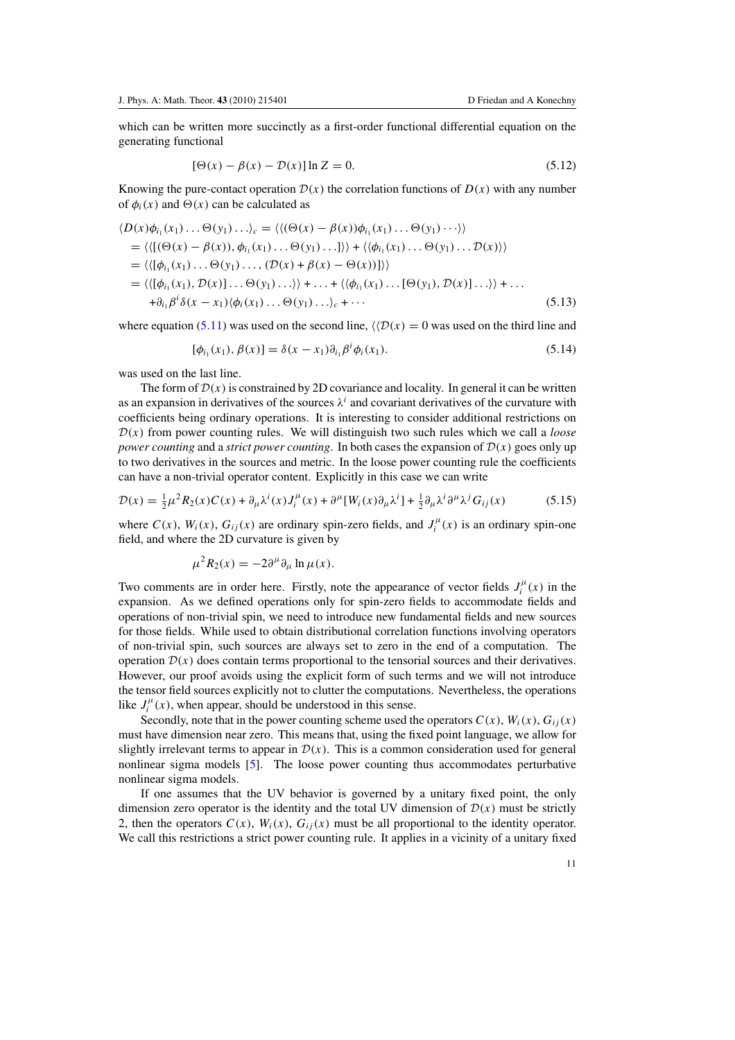which can be written more succinctly as a first-order functional differential equation on the generating functional

$$[\Theta(x) - \beta(x) - \mathcal{D}(x)] \ln Z = 0. \tag{5.12}$$

Knowing the pure-contact operation $\mathcal{D}(x)$ the correlation functions of $D(x)$ with any number of $\phi_i(x)$ and $\Theta(x)$ can be calculated as

$$\begin{aligned}
\langle D(x)\phi_{i_1}(x_1)\ldots\Theta(y_1)\ldots\rangle_c &= \langle\langle(\Theta(x)-\beta(x))\phi_{i_1}(x_1)\ldots\Theta(y_1)\cdots\rangle\rangle \\
&= \langle\langle[(\Theta(x)-\beta(x)),\phi_{i_1}(x_1)\ldots\Theta(y_1)\ldots]\rangle\rangle + \langle\langle\phi_{i_1}(x_1)\ldots\Theta(y_1)\ldots\mathcal{D}(x)\rangle\rangle \\
&= \langle\langle[\phi_{i_1}(x_1)\ldots\Theta(y_1)\ldots,(\mathcal{D}(x)+\beta(x)-\Theta(x))]\rangle\rangle \\
&= \langle\langle[\phi_{i_1}(x_1),\mathcal{D}(x)]\ldots\Theta(y_1)\ldots\rangle\rangle + \ldots + \langle\langle\phi_{i_1}(x_1)\ldots[\Theta(y_1),\mathcal{D}(x)]\ldots\rangle\rangle + \ldots \\
&\quad +\partial_{i_1}\beta^i\delta(x-x_1)\langle\phi_i(x_1)\ldots\Theta(y_1)\ldots\rangle_c + \cdots
\end{aligned} \tag{5.13}$$

where equation (5.11) was used on the second line, $\langle\langle\mathcal{D}(x) = 0$ was used on the third line and

$$[\phi_{i_1}(x_1), \beta(x)] = \delta(x - x_1)\partial_{i_1}\beta^i\phi_i(x_1). \tag{5.14}$$

was used on the last line.

The form of $\mathcal{D}(x)$ is constrained by 2D covariance and locality. In general it can be written as an expansion in derivatives of the sources $\lambda^i$ and covariant derivatives of the curvature with coefficients being ordinary operations. It is interesting to consider additional restrictions on $\mathcal{D}(x)$ from power counting rules. We will distinguish two such rules which we call a *loose power counting* and a *strict power counting*. In both cases the expansion of $\mathcal{D}(x)$ goes only up to two derivatives in the sources and metric. In the loose power counting rule the coefficients can have a non-trivial operator content. Explicitly in this case we can write

$$\mathcal{D}(x) = \tfrac{1}{2}\mu^2 R_2(x)C(x) + \partial_\mu\lambda^i(x)J_i^\mu(x) + \partial^\mu[W_i(x)\partial_\mu\lambda^i] + \tfrac{1}{2}\partial_\mu\lambda^i\partial^\mu\lambda^j G_{ij}(x) \tag{5.15}$$

where $C(x)$, $W_i(x)$, $G_{ij}(x)$ are ordinary spin-zero fields, and $J_i^\mu(x)$ is an ordinary spin-one field, and where the 2D curvature is given by

$$\mu^2 R_2(x) = -2\partial^\mu\partial_\mu \ln\mu(x).$$

Two comments are in order here. Firstly, note the appearance of vector fields $J_i^\mu(x)$ in the expansion. As we defined operations only for spin-zero fields to accommodate fields and operations of non-trivial spin, we need to introduce new fundamental fields and new sources for those fields. While used to obtain distributional correlation functions involving operators of non-trivial spin, such sources are always set to zero in the end of a computation. The operation $\mathcal{D}(x)$ does contain terms proportional to the tensorial sources and their derivatives. However, our proof avoids using the explicit form of such terms and we will not introduce the tensor field sources explicitly not to clutter the computations. Nevertheless, the operations like $J_i^\mu(x)$, when appear, should be understood in this sense.

Secondly, note that in the power counting scheme used the operators $C(x)$, $W_i(x)$, $G_{ij}(x)$ must have dimension near zero. This means that, using the fixed point language, we allow for slightly irrelevant terms to appear in $\mathcal{D}(x)$. This is a common consideration used for general nonlinear sigma models [5]. The loose power counting thus accommodates perturbative nonlinear sigma models.

If one assumes that the UV behavior is governed by a unitary fixed point, the only dimension zero operator is the identity and the total UV dimension of $\mathcal{D}(x)$ must be strictly 2, then the operators $C(x)$, $W_i(x)$, $G_{ij}(x)$ must be all proportional to the identity operator. We call this restrictions a strict power counting rule. It applies in a vicinity of a unitary fixed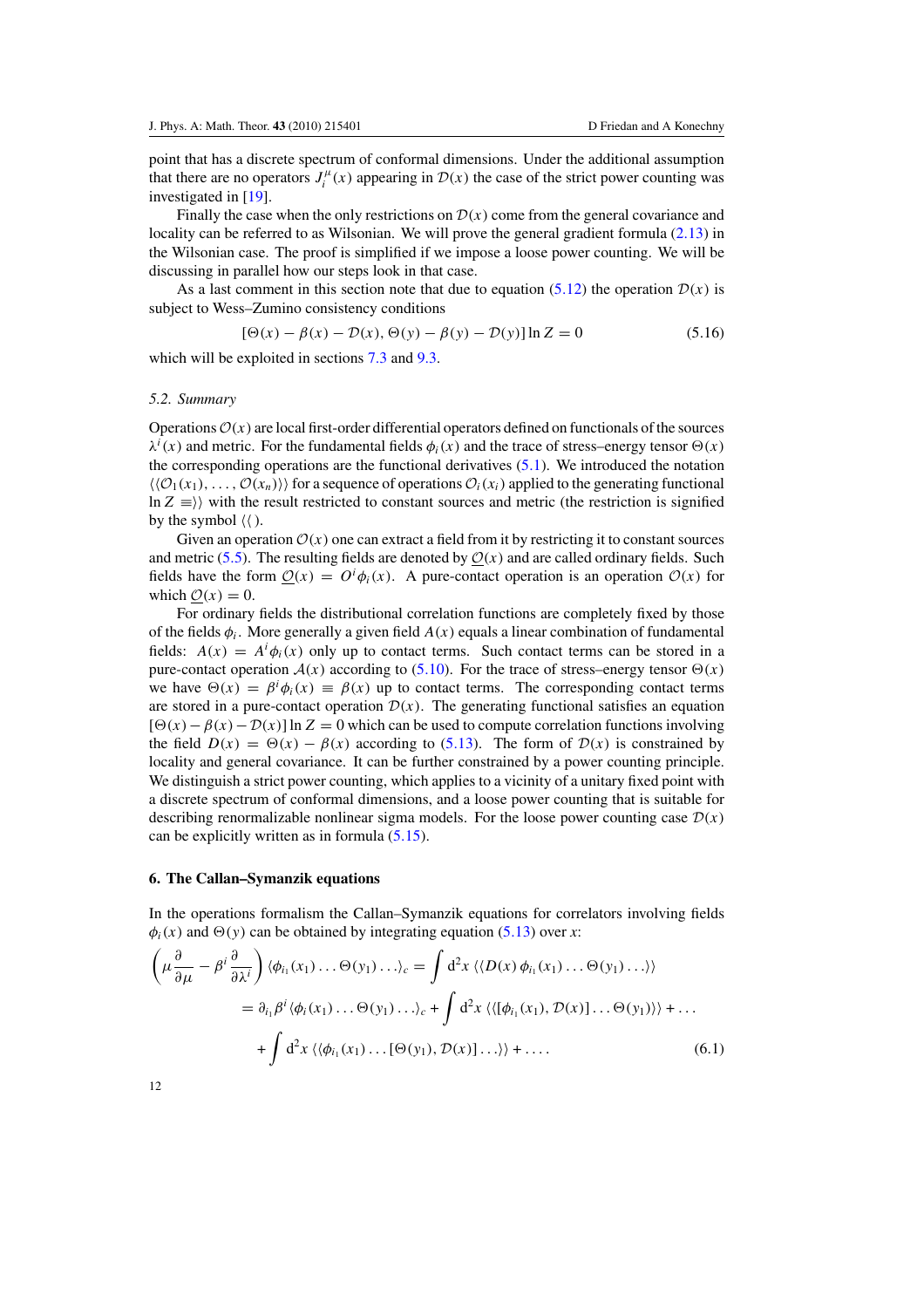point that has a discrete spectrum of conformal dimensions. Under the additional assumption that there are no operators $J_i^\mu(x)$ appearing in $\mathcal{D}(x)$ the case of the strict power counting was investigated in [19].

Finally the case when the only restrictions on $\mathcal{D}(x)$ come from the general covariance and locality can be referred to as Wilsonian. We will prove the general gradient formula (2.13) in the Wilsonian case. The proof is simplified if we impose a loose power counting. We will be discussing in parallel how our steps look in that case.

As a last comment in this section note that due to equation (5.12) the operation $\mathcal{D}(x)$ is subject to Wess–Zumino consistency conditions

$$[\Theta(x) - \beta(x) - \mathcal{D}(x), \Theta(y) - \beta(y) - \mathcal{D}(y)] \ln Z = 0 \tag{5.16}$$

which will be exploited in sections 7.3 and 9.3.

### 5.2. Summary

Operations $\mathcal{O}(x)$ are local first-order differential operators defined on functionals of the sources $\lambda^i(x)$ and metric. For the fundamental fields $\phi_i(x)$ and the trace of stress–energy tensor $\Theta(x)$ the corresponding operations are the functional derivatives (5.1). We introduced the notation $\langle\langle \mathcal{O}_1(x_1), \ldots, \mathcal{O}(x_n)\rangle\rangle$ for a sequence of operations $\mathcal{O}_i(x_i)$ applied to the generating functional $\ln Z \equiv \rangle\rangle$ with the result restricted to constant sources and metric (the restriction is signified by the symbol $\langle\langle$ ).

Given an operation $\mathcal{O}(x)$ one can extract a field from it by restricting it to constant sources and metric (5.5). The resulting fields are denoted by $\underline{\mathcal{O}}(x)$ and are called ordinary fields. Such fields have the form $\underline{\mathcal{O}}(x) = O^i\phi_i(x)$. A pure-contact operation is an operation $\mathcal{O}(x)$ for which $\underline{\mathcal{O}}(x) = 0$.

For ordinary fields the distributional correlation functions are completely fixed by those of the fields $\phi_i$. More generally a given field $A(x)$ equals a linear combination of fundamental fields: $A(x) = A^i\phi_i(x)$ only up to contact terms. Such contact terms can be stored in a pure-contact operation $\mathcal{A}(x)$ according to (5.10). For the trace of stress–energy tensor $\Theta(x)$ we have $\Theta(x) = \beta^i\phi_i(x) \equiv \beta(x)$ up to contact terms. The corresponding contact terms are stored in a pure-contact operation $\mathcal{D}(x)$. The generating functional satisfies an equation $[\Theta(x) - \beta(x) - \mathcal{D}(x)] \ln Z = 0$ which can be used to compute correlation functions involving the field $D(x) = \Theta(x) - \beta(x)$ according to (5.13). The form of $\mathcal{D}(x)$ is constrained by locality and general covariance. It can be further constrained by a power counting principle. We distinguish a strict power counting, which applies to a vicinity of a unitary fixed point with a discrete spectrum of conformal dimensions, and a loose power counting that is suitable for describing renormalizable nonlinear sigma models. For the loose power counting case $\mathcal{D}(x)$ can be explicitly written as in formula (5.15).

## 6. The Callan–Symanzik equations

In the operations formalism the Callan–Symanzik equations for correlators involving fields $\phi_i(x)$ and $\Theta(y)$ can be obtained by integrating equation (5.13) over $x$:

$$\begin{aligned}
\left(\mu\frac{\partial}{\partial\mu} - \beta^i\frac{\partial}{\partial\lambda^i}\right)\langle\phi_{i_1}(x_1)\ldots\Theta(y_1)\ldots\rangle_c &= \int \mathrm{d}^2x\, \langle\langle D(x)\,\phi_{i_1}(x_1)\ldots\Theta(y_1)\ldots\rangle\rangle \\
&= \partial_{i_1}\beta^i\langle\phi_i(x_1)\ldots\Theta(y_1)\ldots\rangle_c + \int \mathrm{d}^2x\,\langle\langle[\phi_{i_1}(x_1), \mathcal{D}(x)]\ldots\Theta(y_1)\rangle\rangle + \ldots \\
&\quad + \int \mathrm{d}^2x\,\langle\langle\phi_{i_1}(x_1)\ldots[\Theta(y_1), \mathcal{D}(x)]\ldots\rangle\rangle + \ldots .
\end{aligned} \tag{6.1}$$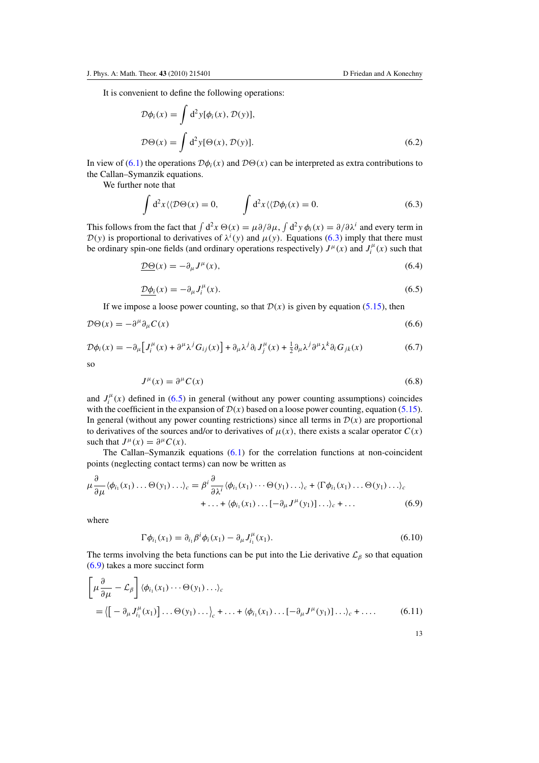It is convenient to define the following operations:

$$
\mathcal{D}\phi_i(x) = \int \mathrm{d}^2 y [\phi_i(x), \mathcal{D}(y)],
$$

$$
\mathcal{D}\Theta(x) = \int \mathrm{d}^2 y [\Theta(x), \mathcal{D}(y)]. \tag{6.2}
$$

In view of (6.1) the operations $\mathcal{D}\phi_i(x)$ and $\mathcal{D}\Theta(x)$ can be interpreted as extra contributions to the Callan–Symanzik equations.

We further note that

$$
\int \mathrm{d}^2 x \langle\langle \mathcal{D}\Theta(x) = 0, \qquad \int \mathrm{d}^2 x \langle\langle \mathcal{D}\phi_i(x) = 0. \tag{6.3}
$$

This follows from the fact that $\int \mathrm{d}^2 x\, \Theta(x) = \mu\partial/\partial\mu$, $\int \mathrm{d}^2 y\, \phi_i(x) = \partial/\partial\lambda^i$ and every term in $\mathcal{D}(y)$ is proportional to derivatives of $\lambda^i(y)$ and $\mu(y)$. Equations (6.3) imply that there must be ordinary spin-one fields (and ordinary operations respectively) $J^\mu(x)$ and $J_i^\mu(x)$ such that

$$
\underline{\mathcal{D}\Theta}(x) = -\partial_\mu J^\mu(x), \tag{6.4}
$$

$$
\underline{\mathcal{D}\phi_i}(x) = -\partial_\mu J_i^\mu(x). \tag{6.5}
$$

If we impose a loose power counting, so that $\mathcal{D}(x)$ is given by equation (5.15), then

$$
\mathcal{D}\Theta(x) = -\partial^\mu\partial_\mu C(x) \tag{6.6}
$$

$$
\mathcal{D}\phi_i(x) = -\partial_\mu\left[J_i^\mu(x) + \partial^\mu\lambda^j G_{ij}(x)\right] + \partial_\mu\lambda^j\partial_i J_j^\mu(x) + \tfrac{1}{2}\partial_\mu\lambda^j\partial^\mu\lambda^k\partial_i G_{jk}(x) \tag{6.7}
$$

so

$$
J^\mu(x) = \partial^\mu C(x) \tag{6.8}
$$

and $J_i^\mu(x)$ defined in (6.5) in general (without any power counting assumptions) coincides with the coefficient in the expansion of $\mathcal{D}(x)$ based on a loose power counting, equation (5.15). In general (without any power counting restrictions) since all terms in $\mathcal{D}(x)$ are proportional to derivatives of the sources and/or to derivatives of $\mu(x)$, there exists a scalar operator $C(x)$ such that $J^\mu(x) = \partial^\mu C(x)$.

The Callan–Symanzik equations (6.1) for the correlation functions at non-coincident points (neglecting contact terms) can now be written as

$$
\begin{aligned}
\mu\frac{\partial}{\partial\mu}\langle\phi_{i_1}(x_1)\ldots\Theta(y_1)\ldots\rangle_c = \beta^i\frac{\partial}{\partial\lambda^i}\langle\phi_{i_1}(x_1)\cdots\Theta(y_1)\ldots\rangle_c + \langle\Gamma\phi_{i_1}(x_1)\ldots\Theta(y_1)\ldots\rangle_c \\
+ \ldots + \langle\phi_{i_1}(x_1)\ldots[-\partial_\mu J^\mu(y_1)]\ldots\rangle_c + \ldots
\end{aligned} \tag{6.9}
$$

where

$$
\Gamma\phi_{i_1}(x_1) = \partial_{i_1}\beta^i\phi_i(x_1) - \partial_\mu J_{i_1}^\mu(x_1). \tag{6.10}
$$

The terms involving the beta functions can be put into the Lie derivative $\mathcal{L}_\beta$ so that equation (6.9) takes a more succinct form

$$
\begin{aligned}
&\left[\mu\frac{\partial}{\partial\mu} - \mathcal{L}_\beta\right]\langle\phi_{i_1}(x_1)\cdots\Theta(y_1)\ldots\rangle_c \\
&= \left\langle\left[-\partial_\mu J_{i_1}^\mu(x_1)\right]\ldots\Theta(y_1)\ldots\right\rangle_c + \ldots + \langle\phi_{i_1}(x_1)\ldots[-\partial_\mu J^\mu(y_1)]\ldots\rangle_c + \ldots.
\end{aligned} \tag{6.11}
$$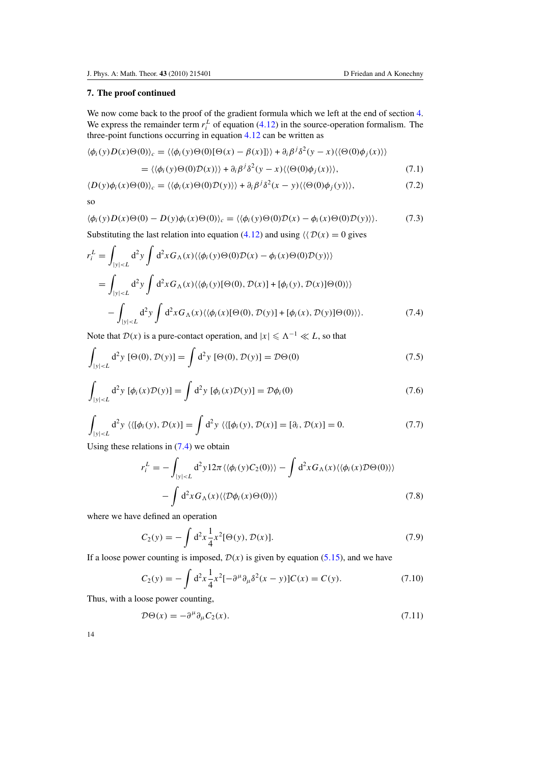## 7. The proof continued

We now come back to the proof of the gradient formula which we left at the end of section 4. We express the remainder term $r_i^L$ of equation (4.12) in the source-operation formalism. The three-point functions occurring in equation 4.12 can be written as

$$
\begin{aligned}
\langle \phi_i(y) D(x) \Theta(0) \rangle_c &= \langle\langle \phi_i(y)\Theta(0)[\Theta(x) - \beta(x)] \rangle\rangle + \partial_i \beta^j \delta^2(y-x) \langle\langle \Theta(0)\phi_j(x) \rangle\rangle \\
&= \langle\langle \phi_i(y)\Theta(0)\mathcal{D}(x) \rangle\rangle + \partial_i \beta^j \delta^2(y-x) \langle\langle \Theta(0)\phi_j(x) \rangle\rangle,
\end{aligned}
\tag{7.1}
$$

$$
\langle D(y)\phi_i(x)\Theta(0)\rangle_c = \langle\langle \phi_i(x)\Theta(0)\mathcal{D}(y)\rangle\rangle + \partial_i\beta^j\delta^2(x-y)\langle\langle \Theta(0)\phi_j(y)\rangle\rangle,
\tag{7.2}
$$

so

$$
\langle \phi_i(y)D(x)\Theta(0) - D(y)\phi_i(x)\Theta(0)\rangle_c = \langle\langle \phi_i(y)\Theta(0)\mathcal{D}(x) - \phi_i(x)\Theta(0)\mathcal{D}(y)\rangle\rangle.
\tag{7.3}
$$

Substituting the last relation into equation (4.12) and using $\langle\langle\, \mathcal{D}(x) = 0$ gives

$$
\begin{aligned}
r_i^L &= \int_{|y|<L} \mathrm{d}^2 y \int \mathrm{d}^2 x\, G_\Lambda(x) \langle\langle \phi_i(y)\Theta(0)\mathcal{D}(x) - \phi_i(x)\Theta(0)\mathcal{D}(y)\rangle\rangle \\
&= \int_{|y|<L} \mathrm{d}^2 y \int \mathrm{d}^2 x\, G_\Lambda(x) \langle\langle \phi_i(y)[\Theta(0), \mathcal{D}(x)] + [\phi_i(y), \mathcal{D}(x)]\Theta(0)\rangle\rangle \\
&\quad - \int_{|y|<L} \mathrm{d}^2 y \int \mathrm{d}^2 x\, G_\Lambda(x) \langle\langle \phi_i(x)[\Theta(0), \mathcal{D}(y)] + [\phi_i(x), \mathcal{D}(y)]\Theta(0)\rangle\rangle.
\end{aligned}
\tag{7.4}
$$

Note that $\mathcal{D}(x)$ is a pure-contact operation, and $|x| \leqslant \Lambda^{-1} \ll L$, so that

$$
\int_{|y|<L} \mathrm{d}^2 y\, [\Theta(0), \mathcal{D}(y)] = \int \mathrm{d}^2 y\, [\Theta(0), \mathcal{D}(y)] = \mathcal{D}\Theta(0)
\tag{7.5}
$$

$$
\int_{|y|<L} \mathrm{d}^2 y\, [\phi_i(x)\mathcal{D}(y)] = \int \mathrm{d}^2 y\, [\phi_i(x)\mathcal{D}(y)] = \mathcal{D}\phi_i(0)
\tag{7.6}
$$

$$
\int_{|y|<L} \mathrm{d}^2 y\, \langle\langle [\phi_i(y), \mathcal{D}(x)] = \int \mathrm{d}^2 y\, \langle\langle [\phi_i(y), \mathcal{D}(x)] = [\partial_i, \mathcal{D}(x)] = 0.
\tag{7.7}
$$

Using these relations in (7.4) we obtain

$$
\begin{aligned}
r_i^L &= -\int_{|y|<L} \mathrm{d}^2 y\, 12\pi \langle\langle \phi_i(y) C_2(0)\rangle\rangle - \int \mathrm{d}^2 x\, G_\Lambda(x) \langle\langle \phi_i(x)\mathcal{D}\Theta(0)\rangle\rangle \\
&\quad - \int \mathrm{d}^2 x\, G_\Lambda(x) \langle\langle \mathcal{D}\phi_i(x)\Theta(0)\rangle\rangle
\end{aligned}
\tag{7.8}
$$

where we have defined an operation

$$
C_2(y) = -\int \mathrm{d}^2 x \frac{1}{4} x^2 [\Theta(y), \mathcal{D}(x)].
\tag{7.9}
$$

If a loose power counting is imposed, $\mathcal{D}(x)$ is given by equation (5.15), and we have

$$
C_2(y) = -\int \mathrm{d}^2 x \frac{1}{4} x^2 [-\partial^\mu \partial_\mu \delta^2(x-y)] C(x) = C(y).
\tag{7.10}
$$

Thus, with a loose power counting,

$$
\mathcal{D}\Theta(x) = -\partial^\mu \partial_\mu C_2(x).
\tag{7.11}
$$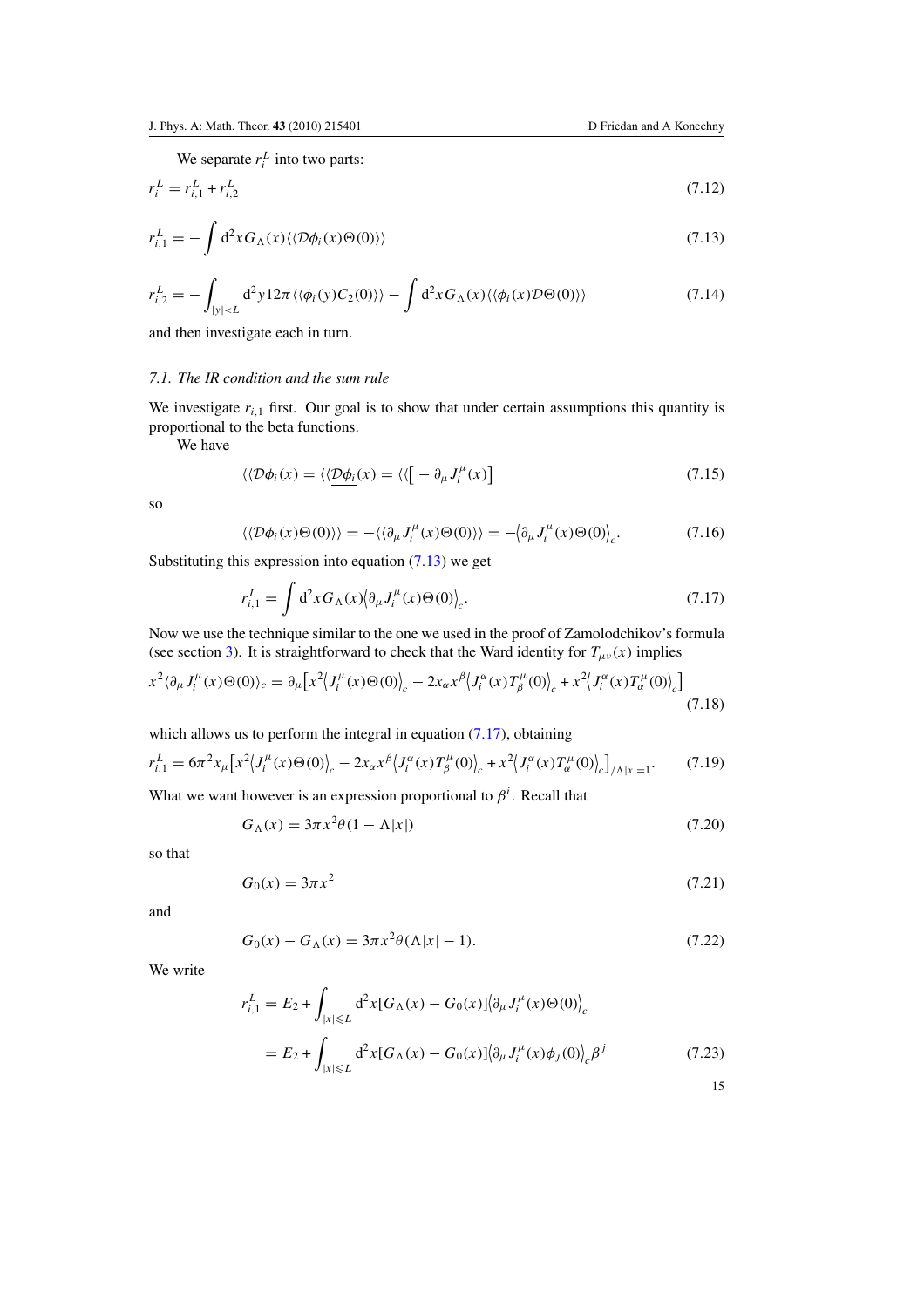We separate $r_i^L$ into two parts:

$$r_i^L = r_{i,1}^L + r_{i,2}^L \tag{7.12}$$

$$r_{i,1}^L = -\int \mathrm{d}^2x\, G_\Lambda(x) \langle\langle \mathcal{D}\phi_i(x)\Theta(0)\rangle\rangle \tag{7.13}$$

$$r_{i,2}^L = -\int_{|y|<L} \mathrm{d}^2y\, 12\pi \langle\langle \phi_i(y) C_2(0)\rangle\rangle - \int \mathrm{d}^2x\, G_\Lambda(x) \langle\langle \phi_i(x)\mathcal{D}\Theta(0)\rangle\rangle \tag{7.14}$$

and then investigate each in turn.

### 7.1. The IR condition and the sum rule

We investigate $r_{i,1}$ first. Our goal is to show that under certain assumptions this quantity is proportional to the beta functions.

We have

$$\langle\langle \mathcal{D}\phi_i(x) = \langle\langle \underline{\mathcal{D}\phi_i}(x) = \langle\langle \big[ -\partial_\mu J_i^\mu(x)\big] \tag{7.15}$$

so

$$\langle\langle \mathcal{D}\phi_i(x)\Theta(0)\rangle\rangle = -\langle\langle \partial_\mu J_i^\mu(x)\Theta(0)\rangle\rangle = -\big\langle \partial_\mu J_i^\mu(x)\Theta(0)\big\rangle_c. \tag{7.16}$$

Substituting this expression into equation (7.13) we get

$$r_{i,1}^L = \int \mathrm{d}^2x\, G_\Lambda(x) \big\langle \partial_\mu J_i^\mu(x)\Theta(0)\big\rangle_c. \tag{7.17}$$

Now we use the technique similar to the one we used in the proof of Zamolodchikov's formula (see section 3). It is straightforward to check that the Ward identity for $T_{\mu\nu}(x)$ implies

$$x^2 \langle \partial_\mu J_i^\mu(x)\Theta(0)\rangle_c = \partial_\mu \big[ x^2 \big\langle J_i^\mu(x)\Theta(0)\big\rangle_c - 2x_\alpha x^\beta \big\langle J_i^\alpha(x) T_\beta^\mu(0)\big\rangle_c + x^2 \big\langle J_i^\alpha(x) T_\alpha^\mu(0)\big\rangle_c \big] \tag{7.18}$$

which allows us to perform the integral in equation (7.17), obtaining

$$r_{i,1}^L = 6\pi^2 x_\mu \big[ x^2 \big\langle J_i^\mu(x)\Theta(0)\big\rangle_c - 2x_\alpha x^\beta \big\langle J_i^\alpha(x) T_\beta^\mu(0)\big\rangle_c + x^2 \big\langle J_i^\alpha(x) T_\alpha^\mu(0)\big\rangle_c \big]_{/\Lambda|x|=1}. \tag{7.19}$$

What we want however is an expression proportional to $\beta^i$. Recall that

$$G_\Lambda(x) = 3\pi x^2 \theta(1 - \Lambda|x|) \tag{7.20}$$

so that

$$G_0(x) = 3\pi x^2 \tag{7.21}$$

and

$$G_0(x) - G_\Lambda(x) = 3\pi x^2 \theta(\Lambda|x| - 1). \tag{7.22}$$

We write

$$\begin{aligned} r_{i,1}^L &= E_2 + \int_{|x|\leqslant L} \mathrm{d}^2x [G_\Lambda(x) - G_0(x)] \big\langle \partial_\mu J_i^\mu(x)\Theta(0)\big\rangle_c \\ &= E_2 + \int_{|x|\leqslant L} \mathrm{d}^2x [G_\Lambda(x) - G_0(x)] \big\langle \partial_\mu J_i^\mu(x)\phi_j(0)\big\rangle_c \beta^j \end{aligned} \tag{7.23}$$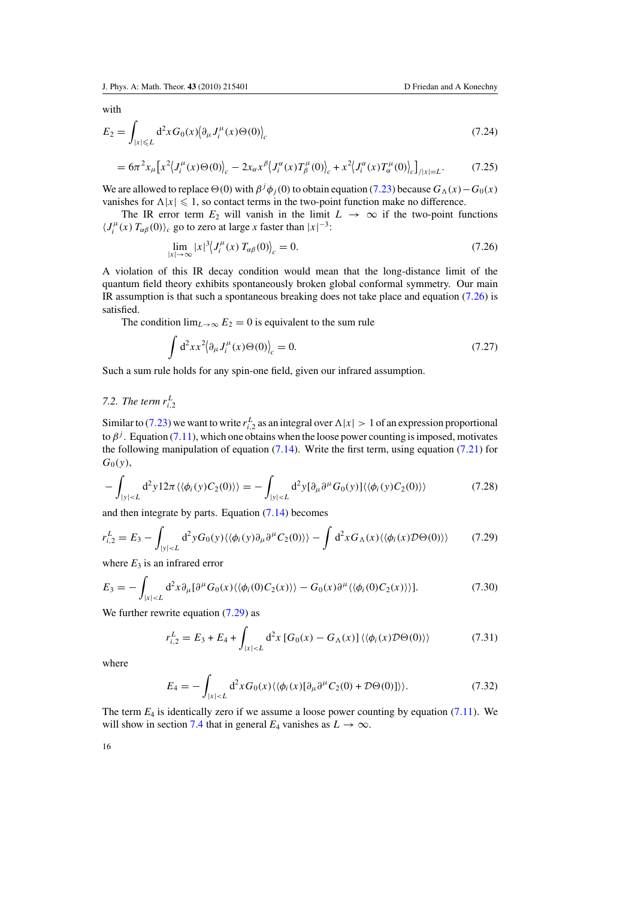with

$$E_2 = \int_{|x|\leqslant L} \mathrm{d}^2x\, G_0(x) \big\langle \partial_\mu J_i^\mu(x) \Theta(0) \big\rangle_c \tag{7.24}$$

$$= 6\pi^2 x_\mu \big[ x^2 \big\langle J_i^\mu(x) \Theta(0) \big\rangle_c - 2x_\alpha x^\beta \big\langle J_i^\alpha(x) T_\beta^\mu(0) \big\rangle_c + x^2 \big\langle J_i^\alpha(x) T_\alpha^\mu(0) \big\rangle_c \big]_{/|x|=L}. \tag{7.25}$$

We are allowed to replace $\Theta(0)$ with $\beta^j \phi_j(0)$ to obtain equation (7.23) because $G_\Lambda(x) - G_0(x)$ vanishes for $\Lambda|x| \leqslant 1$, so contact terms in the two-point function make no difference.

The IR error term $E_2$ will vanish in the limit $L \to \infty$ if the two-point functions $\langle J_i^\mu(x)\, T_{\alpha\beta}(0)\rangle_c$ go to zero at large $x$ faster than $|x|^{-3}$:

$$\lim_{|x|\to\infty} |x|^3 \big\langle J_i^\mu(x)\, T_{\alpha\beta}(0) \big\rangle_c = 0. \tag{7.26}$$

A violation of this IR decay condition would mean that the long-distance limit of the quantum field theory exhibits spontaneously broken global conformal symmetry. Our main IR assumption is that such a spontaneous breaking does not take place and equation (7.26) is satisfied.

The condition $\lim_{L\to\infty} E_2 = 0$ is equivalent to the sum rule

$$\int \mathrm{d}^2x\, x^2 \big\langle \partial_\mu J_i^\mu(x) \Theta(0) \big\rangle_c = 0. \tag{7.27}$$

Such a sum rule holds for any spin-one field, given our infrared assumption.

### 7.2. The term $r_{i,2}^L$

Similar to (7.23) we want to write $r_{i,2}^L$ as an integral over $\Lambda|x| > 1$ of an expression proportional to $\beta^j$. Equation (7.11), which one obtains when the loose power counting is imposed, motivates the following manipulation of equation (7.14). Write the first term, using equation (7.21) for $G_0(y)$,

$$-\int_{|y|<L} \mathrm{d}^2y\, 12\pi \langle\langle \phi_i(y) C_2(0) \rangle\rangle = -\int_{|y|<L} \mathrm{d}^2y [\partial_\mu \partial^\mu G_0(y)] \langle\langle \phi_i(y) C_2(0) \rangle\rangle \tag{7.28}$$

and then integrate by parts. Equation (7.14) becomes

$$r_{i,2}^L = E_3 - \int_{|y|<L} \mathrm{d}^2y\, G_0(y) \langle\langle \phi_i(y) \partial_\mu \partial^\mu C_2(0) \rangle\rangle - \int \mathrm{d}^2x\, G_\Lambda(x) \langle\langle \phi_i(x) \mathcal{D}\Theta(0) \rangle\rangle \tag{7.29}$$

where $E_3$ is an infrared error

$$E_3 = -\int_{|x|<L} \mathrm{d}^2x\, \partial_\mu [\partial^\mu G_0(x) \langle\langle \phi_i(0) C_2(x) \rangle\rangle - G_0(x) \partial^\mu \langle\langle \phi_i(0) C_2(x) \rangle\rangle]. \tag{7.30}$$

We further rewrite equation (7.29) as

$$r_{i,2}^L = E_3 + E_4 + \int_{|x|<L} \mathrm{d}^2x\, [G_0(x) - G_\Lambda(x)]\, \langle\langle \phi_i(x) \mathcal{D}\Theta(0) \rangle\rangle \tag{7.31}$$

where

$$E_4 = -\int_{|x|<L} \mathrm{d}^2x\, G_0(x) \langle\langle \phi_i(x) [\partial_\mu \partial^\mu C_2(0) + \mathcal{D}\Theta(0)] \rangle\rangle. \tag{7.32}$$

The term $E_4$ is identically zero if we assume a loose power counting by equation (7.11). We will show in section 7.4 that in general $E_4$ vanishes as $L \to \infty$.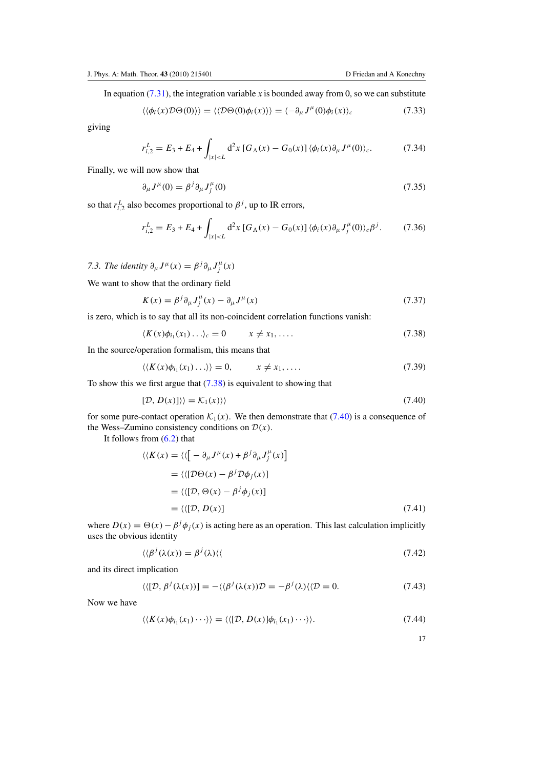In equation (7.31), the integration variable $x$ is bounded away from 0, so we can substitute

$$\langle\langle \phi_i(x)\mathcal{D}\Theta(0)\rangle\rangle = \langle\langle \mathcal{D}\Theta(0)\phi_i(x)\rangle\rangle = \langle -\partial_\mu J^\mu(0)\phi_i(x)\rangle_c \tag{7.33}$$

giving

$$r^L_{i,2} = E_3 + E_4 + \int_{|x|<L} \mathrm{d}^2x\, [G_\Lambda(x) - G_0(x)]\, \langle \phi_i(x)\partial_\mu J^\mu(0)\rangle_c. \tag{7.34}$$

Finally, we will now show that

$$\partial_\mu J^\mu(0) = \beta^j \partial_\mu J^\mu_j(0) \tag{7.35}$$

so that $r^L_{i,2}$ also becomes proportional to $\beta^j$, up to IR errors,

$$r^L_{i,2} = E_3 + E_4 + \int_{|x|<L} \mathrm{d}^2x\, [G_\Lambda(x) - G_0(x)]\, \langle \phi_i(x)\partial_\mu J^\mu_j(0)\rangle_c \beta^j. \tag{7.36}$$

### 7.3. The identity $\partial_\mu J^\mu(x) = \beta^j\partial_\mu J^\mu_j(x)$

We want to show that the ordinary field

$$K(x) = \beta^j\partial_\mu J^\mu_j(x) - \partial_\mu J^\mu(x) \tag{7.37}$$

is zero, which is to say that all its non-coincident correlation functions vanish:

$$\langle K(x)\phi_{i_1}(x_1)\ldots\rangle_c = 0 \qquad x \neq x_1, \ldots. \tag{7.38}$$

In the source/operation formalism, this means that

$$\langle\langle K(x)\phi_{i_1}(x_1)\ldots\rangle\rangle = 0, \qquad x \neq x_1, \ldots. \tag{7.39}$$

To show this we first argue that (7.38) is equivalent to showing that

$$[\mathcal{D}, D(x)]\rangle\rangle = \mathcal{K}_1(x)\rangle\rangle \tag{7.40}$$

for some pure-contact operation $\mathcal{K}_1(x)$. We then demonstrate that (7.40) is a consequence of the Wess–Zumino consistency conditions on $\mathcal{D}(x)$.

It follows from (6.2) that

$$\begin{aligned}
\langle\langle K(x) &= \langle\langle\big[-\partial_\mu J^\mu(x) + \beta^j\partial_\mu J^\mu_j(x)\big] \\
&= \langle\langle[\mathcal{D}\Theta(x) - \beta^j\mathcal{D}\phi_j(x)] \\
&= \langle\langle[\mathcal{D}, \Theta(x) - \beta^j\phi_j(x)] \\
&= \langle\langle[\mathcal{D}, D(x)]
\end{aligned} \tag{7.41}$$

where $D(x) = \Theta(x) - \beta^j\phi_j(x)$ is acting here as an operation. This last calculation implicitly uses the obvious identity

$$\langle\langle\beta^j(\lambda(x)) = \beta^j(\lambda)\langle\langle \tag{7.42}$$

and its direct implication

$$\langle\langle[\mathcal{D}, \beta^j(\lambda(x))] = -\langle\langle\beta^j(\lambda(x))\mathcal{D} = -\beta^j(\lambda)\langle\langle\mathcal{D} = 0. \tag{7.43}$$

Now we have

$$\langle\langle K(x)\phi_{i_1}(x_1)\cdots\rangle\rangle = \langle\langle[\mathcal{D}, D(x)]\phi_{i_1}(x_1)\cdots\rangle\rangle. \tag{7.44}$$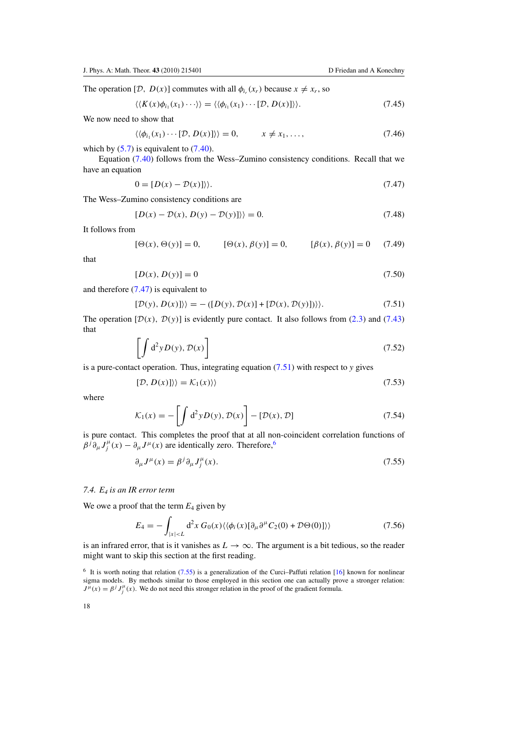The operation $[\mathcal{D},\ D(x)]$ commutes with all $\phi_{i_r}(x_r)$ because $x \neq x_r$, so

$$\langle\langle K(x)\phi_{i_1}(x_1)\cdots\rangle\rangle = \langle\langle\phi_{i_1}(x_1)\cdots[\mathcal{D},\ D(x)]\rangle\rangle. \tag{7.45}$$

We now need to show that

$$\langle\langle\phi_{i_1}(x_1)\cdots[\mathcal{D},\ D(x)]\rangle\rangle = 0, \qquad x \neq x_1, \ldots, \tag{7.46}$$

which by (5.7) is equivalent to (7.40).

Equation (7.40) follows from the Wess–Zumino consistency conditions. Recall that we have an equation

$$0 = [D(x) - \mathcal{D}(x)]\rangle\rangle. \tag{7.47}$$

The Wess–Zumino consistency conditions are

$$[D(x) - \mathcal{D}(x),\ D(y) - \mathcal{D}(y)]\rangle\rangle = 0. \tag{7.48}$$

It follows from

$$[\Theta(x), \Theta(y)] = 0, \qquad [\Theta(x), \beta(y)] = 0, \qquad [\beta(x), \beta(y)] = 0 \tag{7.49}$$

that

$$[D(x), D(y)] = 0 \tag{7.50}$$

and therefore (7.47) is equivalent to

$$[\mathcal{D}(y),\ D(x)]\rangle\rangle = -\left([D(y),\ \mathcal{D}(x)] + [\mathcal{D}(x),\ \mathcal{D}(y)]\right)\rangle\rangle. \tag{7.51}$$

The operation $[\mathcal{D}(x),\ \mathcal{D}(y)]$ is evidently pure contact. It also follows from (2.3) and (7.43) that

$$\left[\int \mathrm{d}^2y\, D(y),\ \mathcal{D}(x)\right] \tag{7.52}$$

is a pure-contact operation. Thus, integrating equation (7.51) with respect to $y$ gives

$$[\mathcal{D},\ D(x)]\rangle\rangle = \mathcal{K}_1(x)\rangle\rangle \tag{7.53}$$

where

$$\mathcal{K}_1(x) = -\left[\int \mathrm{d}^2y\, D(y),\ \mathcal{D}(x)\right] - [\mathcal{D}(x),\ \mathcal{D}] \tag{7.54}$$

is pure contact. This completes the proof that at all non-coincident correlation functions of $\beta^j\partial_\mu J^\mu_j(x) - \partial_\mu J^\mu(x)$ are identically zero. Therefore,[6]

$$\partial_\mu J^\mu(x) = \beta^j\partial_\mu J^\mu_j(x). \tag{7.55}$$

### 7.4. $E_4$ is an IR error term

We owe a proof that the term $E_4$ given by

$$E_4 = -\int_{|x|<L} \mathrm{d}^2x\, G_0(x)\langle\langle\phi_i(x)[\partial_\mu\partial^\mu C_2(0) + \mathcal{D}\Theta(0)]\rangle\rangle \tag{7.56}$$

is an infrared error, that is it vanishes as $L \to \infty$. The argument is a bit tedious, so the reader might want to skip this section at the first reading.

[6] It is worth noting that relation (7.55) is a generalization of the Curci–Paffuti relation [16] known for nonlinear sigma models. By methods similar to those employed in this section one can actually prove a stronger relation: $J^\mu(x) = \beta^j J^\mu_j(x)$. We do not need this stronger relation in the proof of the gradient formula.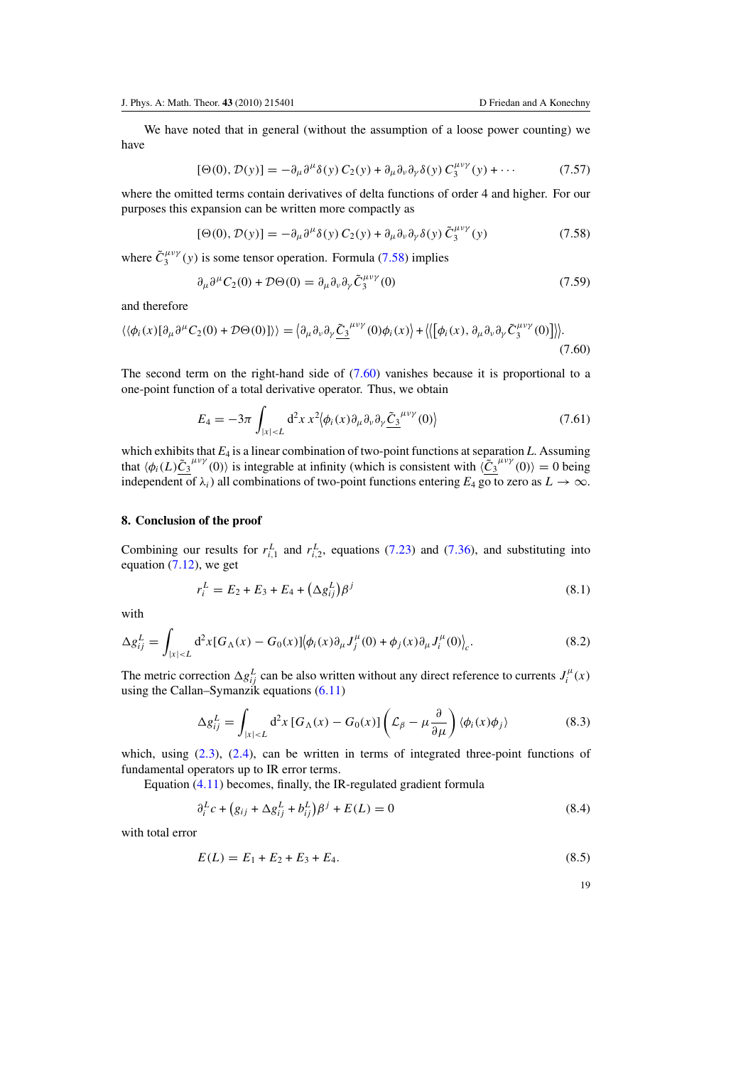We have noted that in general (without the assumption of a loose power counting) we have

$$[\Theta(0), \mathcal{D}(y)] = -\partial_\mu \partial^\mu \delta(y)\, C_2(y) + \partial_\mu \partial_\nu \partial_\gamma \delta(y)\, C_3^{\mu\nu\gamma}(y) + \cdots \tag{7.57}$$

where the omitted terms contain derivatives of delta functions of order 4 and higher. For our purposes this expansion can be written more compactly as

$$[\Theta(0), \mathcal{D}(y)] = -\partial_\mu \partial^\mu \delta(y)\, C_2(y) + \partial_\mu \partial_\nu \partial_\gamma \delta(y)\, \tilde{C}_3^{\mu\nu\gamma}(y) \tag{7.58}$$

where $\tilde{C}_3^{\mu\nu\gamma}(y)$ is some tensor operation. Formula (7.58) implies

$$\partial_\mu \partial^\mu C_2(0) + \mathcal{D}\Theta(0) = \partial_\mu \partial_\nu \partial_\gamma \tilde{C}_3^{\mu\nu\gamma}(0) \tag{7.59}$$

and therefore

$$\langle\langle \phi_i(x)[\partial_\mu \partial^\mu C_2(0) + \mathcal{D}\Theta(0)]\rangle\rangle = \left\langle \partial_\mu \partial_\nu \partial_\gamma \underline{\tilde{C}_3}^{\mu\nu\gamma}(0)\phi_i(x)\right\rangle + \left\langle\!\left\langle \left[\phi_i(x), \partial_\mu \partial_\nu \partial_\gamma \tilde{C}_3^{\mu\nu\gamma}(0)\right]\right\rangle\!\right\rangle. \tag{7.60}$$

The second term on the right-hand side of (7.60) vanishes because it is proportional to a one-point function of a total derivative operator. Thus, we obtain

$$E_4 = -3\pi \int_{|x|<L} \mathrm{d}^2x\, x^2 \left\langle \phi_i(x) \partial_\mu \partial_\nu \partial_\gamma \underline{\tilde{C}_3}^{\mu\nu\gamma}(0)\right\rangle \tag{7.61}$$

which exhibits that $E_4$ is a linear combination of two-point functions at separation $L$. Assuming that $\langle \phi_i(L) \underline{\tilde{C}_3}^{\mu\nu\gamma}(0)\rangle$ is integrable at infinity (which is consistent with $\langle \underline{\tilde{C}_3}^{\mu\nu\gamma}(0)\rangle = 0$ being independent of $\lambda_i$) all combinations of two-point functions entering $E_4$ go to zero as $L \to \infty$.

## 8. Conclusion of the proof

Combining our results for $r_{i,1}^L$ and $r_{i,2}^L$, equations (7.23) and (7.36), and substituting into equation (7.12), we get

$$r_i^L = E_2 + E_3 + E_4 + \left(\Delta g_{ij}^L\right)\beta^j \tag{8.1}$$

with

$$\Delta g_{ij}^L = \int_{|x|<L} \mathrm{d}^2x [G_\Lambda(x) - G_0(x)] \left\langle \phi_i(x) \partial_\mu J_j^\mu(0) + \phi_j(x) \partial_\mu J_i^\mu(0)\right\rangle_c. \tag{8.2}$$

The metric correction $\Delta g_{ij}^L$ can be also written without any direct reference to currents $J_i^\mu(x)$ using the Callan–Symanzik equations (6.11)

$$\Delta g_{ij}^L = \int_{|x|<L} \mathrm{d}^2x\, [G_\Lambda(x) - G_0(x)] \left(\mathcal{L}_\beta - \mu \frac{\partial}{\partial \mu}\right) \langle \phi_i(x) \phi_j \rangle \tag{8.3}$$

which, using (2.3), (2.4), can be written in terms of integrated three-point functions of fundamental operators up to IR error terms.

Equation (4.11) becomes, finally, the IR-regulated gradient formula

$$\partial_i^L c + \left(g_{ij} + \Delta g_{ij}^L + b_{ij}^L\right)\beta^j + E(L) = 0 \tag{8.4}$$

with total error

$$E(L) = E_1 + E_2 + E_3 + E_4. \tag{8.5}$$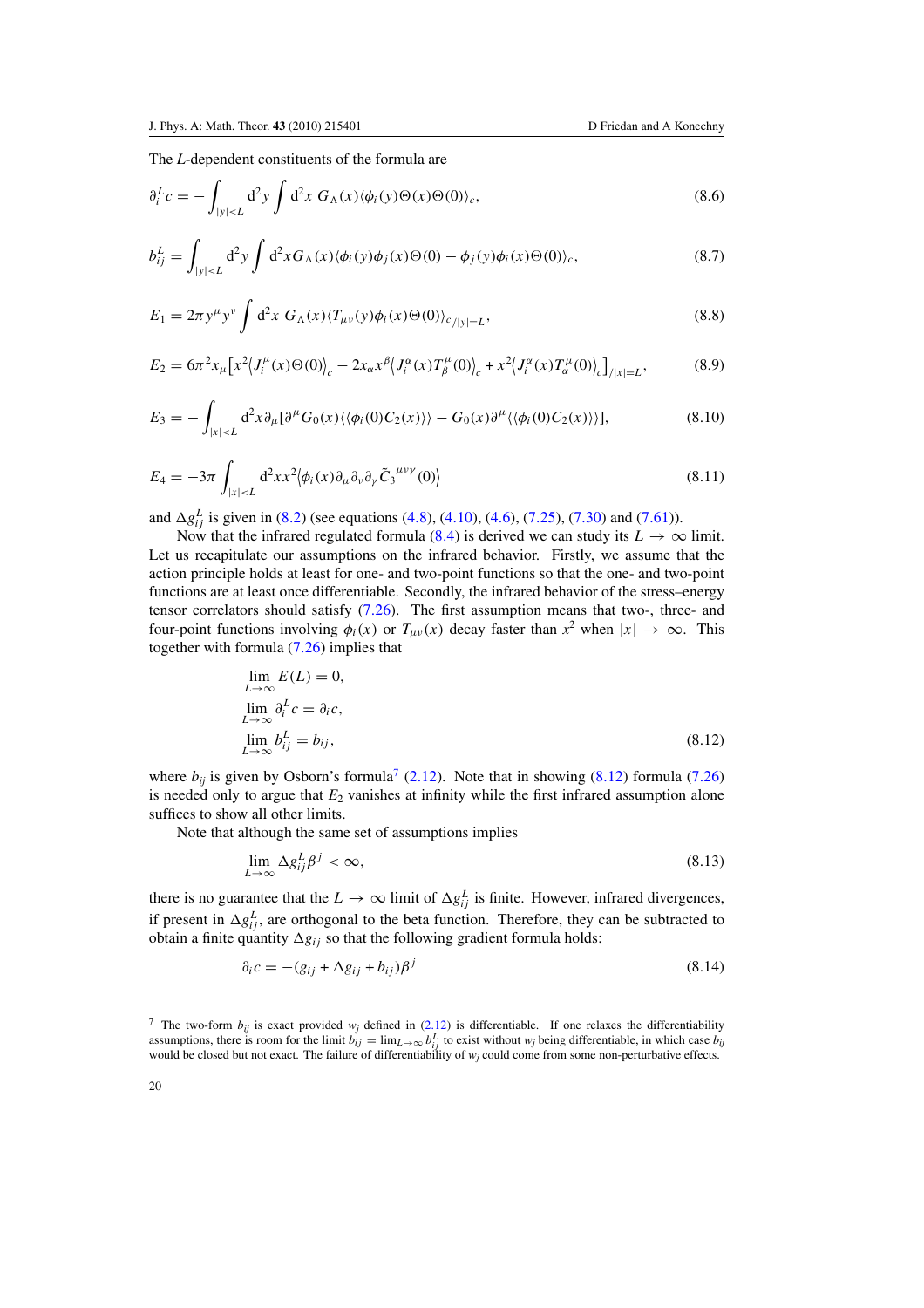The $L$-dependent constituents of the formula are

$$\partial_i^L c = -\int_{|y|<L} \mathrm{d}^2 y \int \mathrm{d}^2 x \; G_\Lambda(x) \langle \phi_i(y) \Theta(x) \Theta(0) \rangle_c, \tag{8.6}$$

$$b_{ij}^L = \int_{|y|<L} \mathrm{d}^2 y \int \mathrm{d}^2 x G_\Lambda(x) \langle \phi_i(y) \phi_j(x) \Theta(0) - \phi_j(y) \phi_i(x) \Theta(0) \rangle_c, \tag{8.7}$$

$$E_1 = 2\pi y^\mu y^\nu \int \mathrm{d}^2 x \; G_\Lambda(x) \langle T_{\mu\nu}(y) \phi_i(x) \Theta(0) \rangle_{c/|y|=L}, \tag{8.8}$$

$$E_2 = 6\pi^2 x_\mu \left[ x^2 \left\langle J_i^\mu(x) \Theta(0) \right\rangle_c - 2 x_\alpha x^\beta \left\langle J_i^\alpha(x) T_\beta^\mu(0) \right\rangle_c + x^2 \left\langle J_i^\alpha(x) T_\alpha^\mu(0) \right\rangle_c \right]_{/|x|=L}, \tag{8.9}$$

$$E_3 = -\int_{|x|<L} \mathrm{d}^2 x \partial_\mu [\partial^\mu G_0(x) \langle\langle \phi_i(0) C_2(x) \rangle\rangle - G_0(x) \partial^\mu \langle\langle \phi_i(0) C_2(x) \rangle\rangle], \tag{8.10}$$

$$E_4 = -3\pi \int_{|x|<L} \mathrm{d}^2 x x^2 \left\langle \phi_i(x) \partial_\mu \partial_\nu \partial_\gamma \underline{\tilde{C}_3}^{\mu\nu\gamma}(0) \right\rangle \tag{8.11}$$

and $\Delta g_{ij}^L$ is given in (8.2) (see equations (4.8), (4.10), (4.6), (7.25), (7.30) and (7.61)).

Now that the infrared regulated formula (8.4) is derived we can study its $L \to \infty$ limit. Let us recapitulate our assumptions on the infrared behavior. Firstly, we assume that the action principle holds at least for one- and two-point functions so that the one- and two-point functions are at least once differentiable. Secondly, the infrared behavior of the stress–energy tensor correlators should satisfy (7.26). The first assumption means that two-, three- and four-point functions involving $\phi_i(x)$ or $T_{\mu\nu}(x)$ decay faster than $x^2$ when $|x| \to \infty$. This together with formula (7.26) implies that

$$\begin{aligned} &\lim_{L\to\infty} E(L) = 0, \\ &\lim_{L\to\infty} \partial_i^L c = \partial_i c, \\ &\lim_{L\to\infty} b_{ij}^L = b_{ij}, \end{aligned} \tag{8.12}$$

where $b_{ij}$ is given by Osborn's formula[7] (2.12). Note that in showing (8.12) formula (7.26) is needed only to argue that $E_2$ vanishes at infinity while the first infrared assumption alone suffices to show all other limits.

Note that although the same set of assumptions implies

$$\lim_{L\to\infty} \Delta g_{ij}^L \beta^j < \infty, \tag{8.13}$$

there is no guarantee that the $L \to \infty$ limit of $\Delta g_{ij}^L$ is finite. However, infrared divergences, if present in $\Delta g_{ij}^L$, are orthogonal to the beta function. Therefore, they can be subtracted to obtain a finite quantity $\Delta g_{ij}$ so that the following gradient formula holds:

$$\partial_i c = -(g_{ij} + \Delta g_{ij} + b_{ij}) \beta^j \tag{8.14}$$

[7] The two-form $b_{ij}$ is exact provided $w_j$ defined in (2.12) is differentiable. If one relaxes the differentiability assumptions, there is room for the limit $b_{ij} = \lim_{L\to\infty} b_{ij}^L$ to exist without $w_j$ being differentiable, in which case $b_{ij}$ would be closed but not exact. The failure of differentiability of $w_j$ could come from some non-perturbative effects.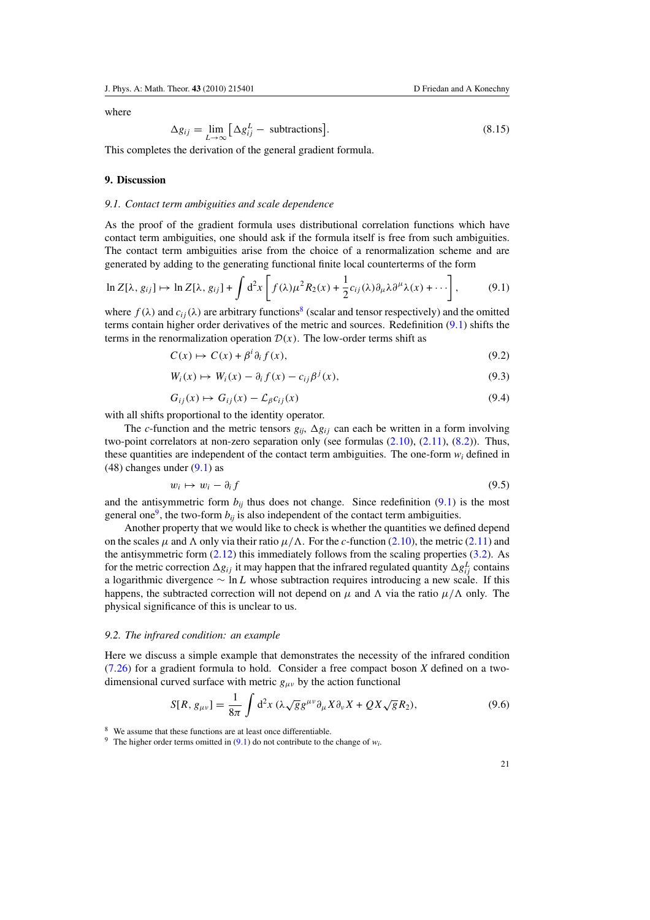where

$$\Delta g_{ij} = \lim_{L\to\infty} \left[\Delta g_{ij}^L - \text{ subtractions}\right]. \tag{8.15}$$

This completes the derivation of the general gradient formula.

## 9. Discussion

### *9.1. Contact term ambiguities and scale dependence*

As the proof of the gradient formula uses distributional correlation functions which have contact term ambiguities, one should ask if the formula itself is free from such ambiguities. The contact term ambiguities arise from the choice of a renormalization scheme and are generated by adding to the generating functional finite local counterterms of the form

$$\ln Z[\lambda, g_{ij}] \mapsto \ln Z[\lambda, g_{ij}] + \int \mathrm{d}^2x \left[ f(\lambda)\mu^2 R_2(x) + \frac{1}{2} c_{ij}(\lambda)\partial_\mu \lambda \partial^\mu \lambda(x) + \cdots \right], \tag{9.1}$$

where $f(\lambda)$ and $c_{ij}(\lambda)$ are arbitrary functions[8] (scalar and tensor respectively) and the omitted terms contain higher order derivatives of the metric and sources. Redefinition (9.1) shifts the terms in the renormalization operation $\mathcal{D}(x)$. The low-order terms shift as

$$C(x) \mapsto C(x) + \beta^i \partial_i f(x), \tag{9.2}$$

$$W_i(x) \mapsto W_i(x) - \partial_i f(x) - c_{ij}\beta^j(x), \tag{9.3}$$

$$G_{ij}(x) \mapsto G_{ij}(x) - \mathcal{L}_\beta c_{ij}(x) \tag{9.4}$$

with all shifts proportional to the identity operator.

The $c$-function and the metric tensors $g_{ij}$, $\Delta g_{ij}$ can each be written in a form involving two-point correlators at non-zero separation only (see formulas (2.10), (2.11), (8.2)). Thus, these quantities are independent of the contact term ambiguities. The one-form $w_i$ defined in (48) changes under (9.1) as

$$w_i \mapsto w_i - \partial_i f \tag{9.5}$$

and the antisymmetric form $b_{ij}$ thus does not change. Since redefinition (9.1) is the most general one[9], the two-form $b_{ij}$ is also independent of the contact term ambiguities.

Another property that we would like to check is whether the quantities we defined depend on the scales $\mu$ and $\Lambda$ only via their ratio $\mu/\Lambda$. For the $c$-function (2.10), the metric (2.11) and the antisymmetric form (2.12) this immediately follows from the scaling properties (3.2). As for the metric correction $\Delta g_{ij}$ it may happen that the infrared regulated quantity $\Delta g_{ij}^L$ contains a logarithmic divergence $\sim \ln L$ whose subtraction requires introducing a new scale. If this happens, the subtracted correction will not depend on $\mu$ and $\Lambda$ via the ratio $\mu/\Lambda$ only. The physical significance of this is unclear to us.

### *9.2. The infrared condition: an example*

Here we discuss a simple example that demonstrates the necessity of the infrared condition (7.26) for a gradient formula to hold. Consider a free compact boson $X$ defined on a two-dimensional curved surface with metric $g_{\mu\nu}$ by the action functional

$$S[R, g_{\mu\nu}] = \frac{1}{8\pi} \int \mathrm{d}^2x \, (\lambda\sqrt{g} g^{\mu\nu}\partial_\mu X \partial_\nu X + QX\sqrt{g}R_2), \tag{9.6}$$

[8] We assume that these functions are at least once differentiable.

[9] The higher order terms omitted in (9.1) do not contribute to the change of $w_i$.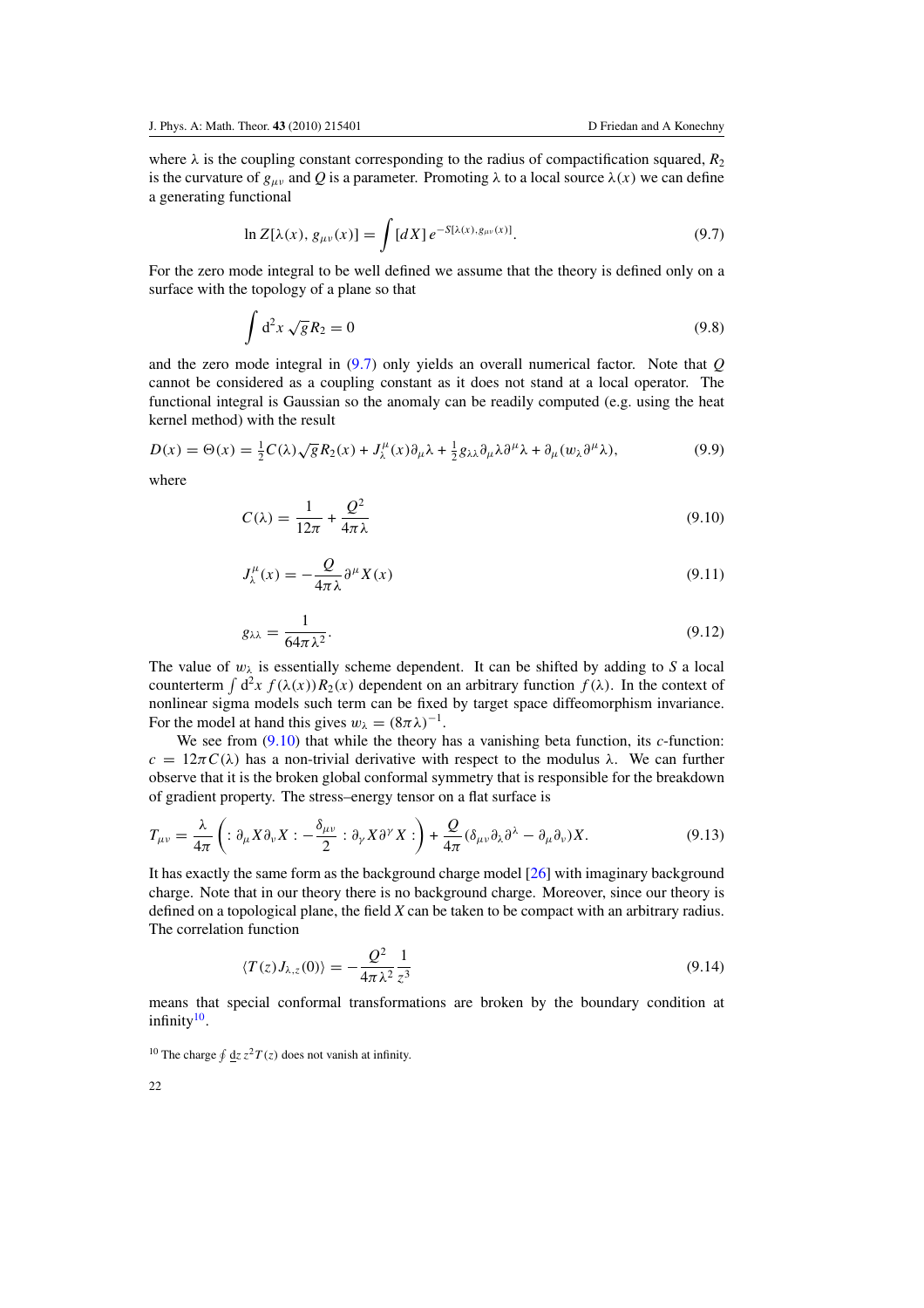where $\lambda$ is the coupling constant corresponding to the radius of compactification squared, $R_2$ is the curvature of $g_{\mu\nu}$ and $Q$ is a parameter. Promoting $\lambda$ to a local source $\lambda(x)$ we can define a generating functional

$$\ln Z[\lambda(x), g_{\mu\nu}(x)] = \int [dX]\, e^{-S[\lambda(x), g_{\mu\nu}(x)]}. \tag{9.7}$$

For the zero mode integral to be well defined we assume that the theory is defined only on a surface with the topology of a plane so that

$$\int d^2x\, \sqrt{g} R_2 = 0 \tag{9.8}$$

and the zero mode integral in (9.7) only yields an overall numerical factor. Note that $Q$ cannot be considered as a coupling constant as it does not stand at a local operator. The functional integral is Gaussian so the anomaly can be readily computed (e.g. using the heat kernel method) with the result

$$D(x) = \Theta(x) = \tfrac{1}{2} C(\lambda) \sqrt{g} R_2(x) + J^{\mu}_{\lambda}(x) \partial_{\mu} \lambda + \tfrac{1}{2} g_{\lambda\lambda} \partial_{\mu} \lambda \partial^{\mu} \lambda + \partial_{\mu}(w_{\lambda} \partial^{\mu} \lambda), \tag{9.9}$$

where

$$C(\lambda) = \frac{1}{12\pi} + \frac{Q^2}{4\pi\lambda} \tag{9.10}$$

$$J^{\mu}_{\lambda}(x) = -\frac{Q}{4\pi\lambda} \partial^{\mu} X(x) \tag{9.11}$$

$$g_{\lambda\lambda} = \frac{1}{64\pi\lambda^2}. \tag{9.12}$$

The value of $w_{\lambda}$ is essentially scheme dependent. It can be shifted by adding to $S$ a local counterterm $\int d^2x\, f(\lambda(x)) R_2(x)$ dependent on an arbitrary function $f(\lambda)$. In the context of nonlinear sigma models such term can be fixed by target space diffeomorphism invariance. For the model at hand this gives $w_{\lambda} = (8\pi\lambda)^{-1}$.

We see from (9.10) that while the theory has a vanishing beta function, its $c$-function: $c = 12\pi C(\lambda)$ has a non-trivial derivative with respect to the modulus $\lambda$. We can further observe that it is the broken global conformal symmetry that is responsible for the breakdown of gradient property. The stress–energy tensor on a flat surface is

$$T_{\mu\nu} = \frac{\lambda}{4\pi} \left( : \partial_{\mu} X \partial_{\nu} X : - \frac{\delta_{\mu\nu}}{2} : \partial_{\gamma} X \partial^{\gamma} X : \right) + \frac{Q}{4\pi} (\delta_{\mu\nu} \partial_{\lambda} \partial^{\lambda} - \partial_{\mu} \partial_{\nu}) X. \tag{9.13}$$

It has exactly the same form as the background charge model [26] with imaginary background charge. Note that in our theory there is no background charge. Moreover, since our theory is defined on a topological plane, the field $X$ can be taken to be compact with an arbitrary radius. The correlation function

$$\langle T(z) J_{\lambda,z}(0) \rangle = -\frac{Q^2}{4\pi\lambda^2} \frac{1}{z^3} \tag{9.14}$$

means that special conformal transformations are broken by the boundary condition at infinity[10].

[10] The charge $\oint \underline{d}z\, z^2 T(z)$ does not vanish at infinity.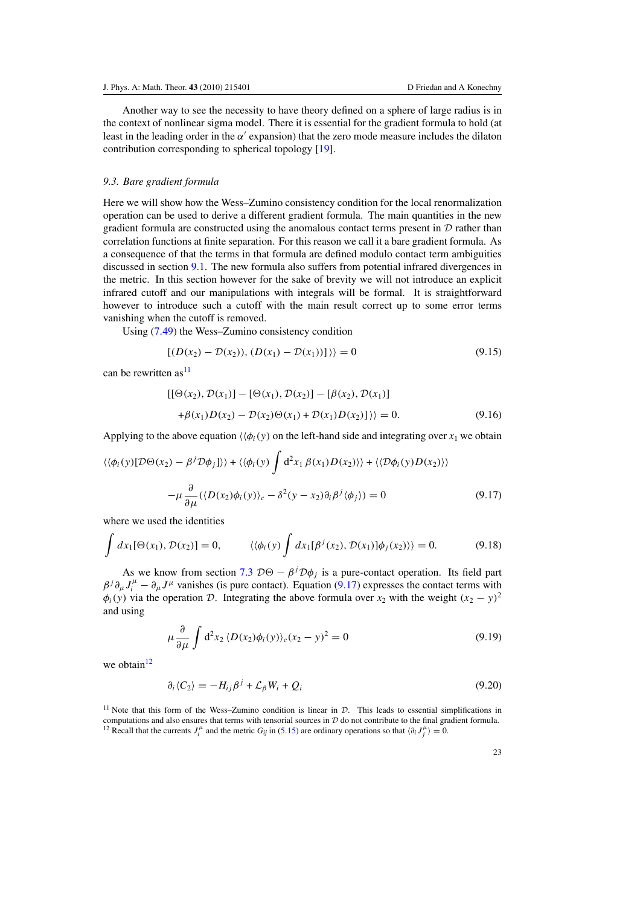Another way to see the necessity to have theory defined on a sphere of large radius is in the context of nonlinear sigma model. There it is essential for the gradient formula to hold (at least in the leading order in the $\alpha'$ expansion) that the zero mode measure includes the dilaton contribution corresponding to spherical topology [19].

### 9.3. Bare gradient formula

Here we will show how the Wess–Zumino consistency condition for the local renormalization operation can be used to derive a different gradient formula. The main quantities in the new gradient formula are constructed using the anomalous contact terms present in $\mathcal{D}$ rather than correlation functions at finite separation. For this reason we call it a bare gradient formula. As a consequence of that the terms in that formula are defined modulo contact term ambiguities discussed in section 9.1. The new formula also suffers from potential infrared divergences in the metric. In this section however for the sake of brevity we will not introduce an explicit infrared cutoff and our manipulations with integrals will be formal. It is straightforward however to introduce such a cutoff with the main result correct up to some error terms vanishing when the cutoff is removed.

Using (7.49) the Wess–Zumino consistency condition

$$[(D(x_2) - \mathcal{D}(x_2)), (D(x_1) - \mathcal{D}(x_1))]\rangle\rangle = 0 \tag{9.15}$$

can be rewritten as[11]

$$\begin{aligned}
&[[\Theta(x_2), \mathcal{D}(x_1)] - [\Theta(x_1), \mathcal{D}(x_2)] - [\beta(x_2), \mathcal{D}(x_1)] \\
&\quad + \beta(x_1)D(x_2) - \mathcal{D}(x_2)\Theta(x_1) + \mathcal{D}(x_1)D(x_2)]\rangle\rangle = 0.
\end{aligned} \tag{9.16}$$

Applying to the above equation $\langle\langle \phi_i(y)$ on the left-hand side and integrating over $x_1$ we obtain

$$\begin{aligned}
&\langle\langle \phi_i(y)[\mathcal{D}\Theta(x_2) - \beta^j \mathcal{D}\phi_j]\rangle\rangle + \langle\langle \phi_i(y) \int \mathrm{d}^2 x_1\, \beta(x_1)D(x_2)\rangle\rangle + \langle\langle \mathcal{D}\phi_i(y) D(x_2)\rangle\rangle \\
&\quad - \mu\frac{\partial}{\partial\mu}(\langle D(x_2)\phi_i(y)\rangle_c - \delta^2(y - x_2)\partial_i\beta^j\langle\phi_j\rangle) = 0
\end{aligned} \tag{9.17}$$

where we used the identities

$$\int dx_1[\Theta(x_1), \mathcal{D}(x_2)] = 0, \qquad \langle\langle \phi_i(y) \int dx_1 [\beta^j(x_2), \mathcal{D}(x_1)]\phi_j(x_2)\rangle\rangle = 0. \tag{9.18}$$

As we know from section 7.3 $\mathcal{D}\Theta - \beta^j \mathcal{D}\phi_j$ is a pure-contact operation. Its field part $\beta^j \partial_\mu J_i^\mu - \partial_\mu J^\mu$ vanishes (is pure contact). Equation (9.17) expresses the contact terms with $\phi_i(y)$ via the operation $\mathcal{D}$. Integrating the above formula over $x_2$ with the weight $(x_2 - y)^2$ and using

$$\mu\frac{\partial}{\partial\mu}\int \mathrm{d}^2 x_2\, \langle D(x_2)\phi_i(y)\rangle_c (x_2 - y)^2 = 0 \tag{9.19}$$

we obtain[12]

$$\partial_i\langle C_2\rangle = -H_{ij}\beta^j + \mathcal{L}_\beta W_i + Q_i \tag{9.20}$$

[11] Note that this form of the Wess–Zumino condition is linear in $\mathcal{D}$. This leads to essential simplifications in computations and also ensures that terms with tensorial sources in $\mathcal{D}$ do not contribute to the final gradient formula.

[12] Recall that the currents $J_i^\mu$ and the metric $G_{ij}$ in (5.15) are ordinary operations so that $\langle \partial_i J_j^\mu\rangle = 0$.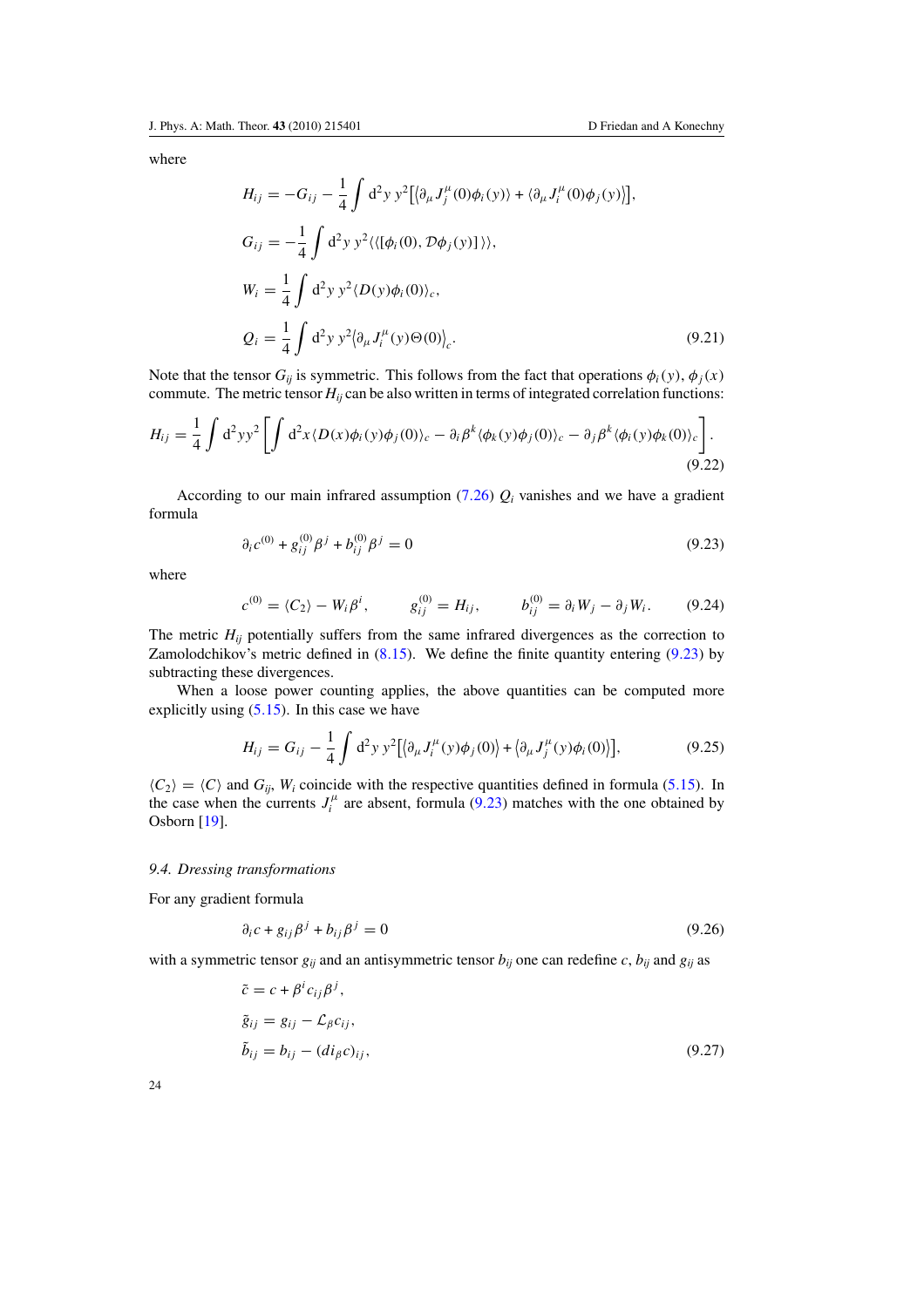where

$$
\begin{aligned}
H_{ij} &= -G_{ij} - \frac{1}{4}\int \mathrm{d}^2 y\, y^2 \big[\langle \partial_\mu J_j^\mu(0)\phi_i(y)\rangle + \langle \partial_\mu J_i^\mu(0)\phi_j(y)\rangle\big],\\
G_{ij} &= -\frac{1}{4}\int \mathrm{d}^2 y\, y^2 \langle\langle [\phi_i(0), \mathcal{D}\phi_j(y)]\rangle\rangle,\\
W_i &= \frac{1}{4}\int \mathrm{d}^2 y\, y^2 \langle D(y)\phi_i(0)\rangle_c,\\
Q_i &= \frac{1}{4}\int \mathrm{d}^2 y\, y^2 \langle \partial_\mu J_i^\mu(y)\Theta(0)\rangle_c.
\end{aligned}
\tag{9.21}
$$

Note that the tensor $G_{ij}$ is symmetric. This follows from the fact that operations $\phi_i(y)$, $\phi_j(x)$ commute. The metric tensor $H_{ij}$ can be also written in terms of integrated correlation functions:

$$
H_{ij} = \frac{1}{4}\int \mathrm{d}^2 y y^2 \left[\int \mathrm{d}^2 x \langle D(x)\phi_i(y)\phi_j(0)\rangle_c - \partial_i \beta^k \langle \phi_k(y)\phi_j(0)\rangle_c - \partial_j \beta^k \langle \phi_i(y)\phi_k(0)\rangle_c\right].
\tag{9.22}
$$

According to our main infrared assumption (7.26) $Q_i$ vanishes and we have a gradient formula

$$
\partial_i c^{(0)} + g_{ij}^{(0)}\beta^j + b_{ij}^{(0)}\beta^j = 0
\tag{9.23}
$$

where

$$
c^{(0)} = \langle C_2\rangle - W_i\beta^i, \qquad g_{ij}^{(0)} = H_{ij}, \qquad b_{ij}^{(0)} = \partial_i W_j - \partial_j W_i.
\tag{9.24}
$$

The metric $H_{ij}$ potentially suffers from the same infrared divergences as the correction to Zamolodchikov's metric defined in (8.15). We define the finite quantity entering (9.23) by subtracting these divergences.

When a loose power counting applies, the above quantities can be computed more explicitly using (5.15). In this case we have

$$
H_{ij} = G_{ij} - \frac{1}{4}\int \mathrm{d}^2 y\, y^2 \big[\langle \partial_\mu J_i^\mu(y)\phi_j(0)\rangle + \langle \partial_\mu J_j^\mu(y)\phi_i(0)\rangle\big],
\tag{9.25}
$$

$\langle C_2\rangle = \langle C\rangle$ and $G_{ij}$, $W_i$ coincide with the respective quantities defined in formula (5.15). In the case when the currents $J_i^\mu$ are absent, formula (9.23) matches with the one obtained by Osborn [19].

### 9.4. Dressing transformations

For any gradient formula

$$
\partial_i c + g_{ij}\beta^j + b_{ij}\beta^j = 0
\tag{9.26}
$$

with a symmetric tensor $g_{ij}$ and an antisymmetric tensor $b_{ij}$ one can redefine $c$, $b_{ij}$ and $g_{ij}$ as

$$
\begin{aligned}
\tilde{c} &= c + \beta^i c_{ij}\beta^j,\\
\tilde{g}_{ij} &= g_{ij} - \mathcal{L}_\beta c_{ij},\\
\tilde{b}_{ij} &= b_{ij} - (d i_\beta c)_{ij},
\end{aligned}
\tag{9.27}
$$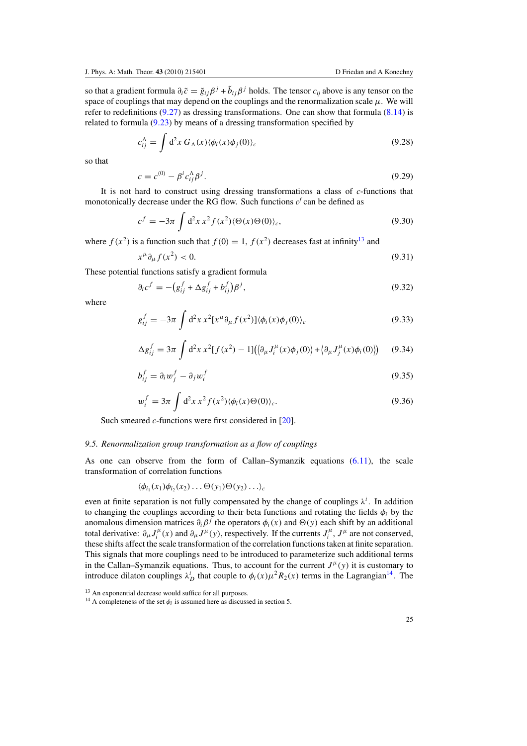so that a gradient formula $\partial_i \tilde{c} = \tilde{g}_{ij}\beta^j + \tilde{b}_{ij}\beta^j$ holds. The tensor $c_{ij}$ above is any tensor on the space of couplings that may depend on the couplings and the renormalization scale $\mu$. We will refer to redefinitions (9.27) as dressing transformations. One can show that formula (8.14) is related to formula (9.23) by means of a dressing transformation specified by

$$c_{ij}^{\Lambda} = \int d^2x\, G_{\Lambda}(x)\langle \phi_i(x)\phi_j(0)\rangle_c \tag{9.28}$$

so that

$$c = c^{(0)} - \beta^i c_{ij}^{\Lambda}\beta^j. \tag{9.29}$$

It is not hard to construct using dressing transformations a class of $c$-functions that monotonically decrease under the RG flow. Such functions $c^f$ can be defined as

$$c^f = -3\pi \int d^2x\, x^2 f(x^2)\langle \Theta(x)\Theta(0)\rangle_c, \tag{9.30}$$

where $f(x^2)$ is a function such that $f(0) = 1$, $f(x^2)$ decreases fast at infinity[13] and

$$x^{\mu}\partial_{\mu} f(x^2) < 0. \tag{9.31}$$

These potential functions satisfy a gradient formula

$$\partial_i c^f = -\left(g_{ij}^f + \Delta g_{ij}^f + b_{ij}^f\right)\beta^j, \tag{9.32}$$

where

$$g_{ij}^f = -3\pi \int d^2x\, x^2[x^{\mu}\partial_{\mu} f(x^2)]\langle \phi_i(x)\phi_j(0)\rangle_c \tag{9.33}$$

$$\Delta g_{ij}^f = 3\pi \int d^2x\, x^2[f(x^2) - 1]\left(\left\langle \partial_{\mu} J_i^{\mu}(x)\phi_j(0)\right\rangle + \left\langle \partial_{\mu} J_j^{\mu}(x)\phi_i(0)\right\rangle\right) \tag{9.34}$$

$$b_{ij}^f = \partial_i w_j^f - \partial_j w_i^f \tag{9.35}$$

$$w_i^f = 3\pi \int d^2x\, x^2 f(x^2)\langle \phi_i(x)\Theta(0)\rangle_c. \tag{9.36}$$

Such smeared $c$-functions were first considered in [20].

### *9.5. Renormalization group transformation as a flow of couplings*

As one can observe from the form of Callan–Symanzik equations (6.11), the scale transformation of correlation functions

$$\langle \phi_{i_1}(x_1)\phi_{i_2}(x_2)\ldots\Theta(y_1)\Theta(y_2)\ldots\rangle_c$$

even at finite separation is not fully compensated by the change of couplings $\lambda^i$. In addition to changing the couplings according to their beta functions and rotating the fields $\phi_i$ by the anomalous dimension matrices $\partial_i\beta^j$ the operators $\phi_i(x)$ and $\Theta(y)$ each shift by an additional total derivative: $\partial_{\mu}J_i^{\mu}(x)$ and $\partial_{\mu}J^{\mu}(y)$, respectively. If the currents $J_i^{\mu}$, $J^{\mu}$ are not conserved, these shifts affect the scale transformation of the correlation functions taken at finite separation. This signals that more couplings need to be introduced to parameterize such additional terms in the Callan–Symanzik equations. Thus, to account for the current $J^{\mu}(y)$ it is customary to introduce dilaton couplings $\lambda_D^i$ that couple to $\phi_i(x)\mu^2 R_2(x)$ terms in the Lagrangian[14]. The

[13] An exponential decrease would suffice for all purposes.

[14] A completeness of the set $\phi_i$ is assumed here as discussed in section 5.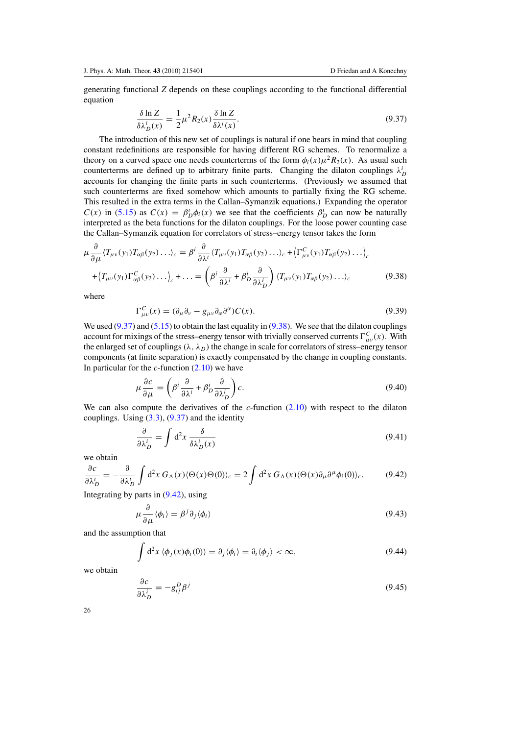generating functional $Z$ depends on these couplings according to the functional differential equation

$$\frac{\delta \ln Z}{\delta \lambda_D^i(x)} = \frac{1}{2}\mu^2 R_2(x) \frac{\delta \ln Z}{\delta \lambda^i(x)}. \tag{9.37}$$

The introduction of this new set of couplings is natural if one bears in mind that coupling constant redefinitions are responsible for having different RG schemes. To renormalize a theory on a curved space one needs counterterms of the form $\phi_i(x)\mu^2 R_2(x)$. As usual such counterterms are defined up to arbitrary finite parts. Changing the dilaton couplings $\lambda_D^i$ accounts for changing the finite parts in such counterterms. (Previously we assumed that such counterterms are fixed somehow which amounts to partially fixing the RG scheme. This resulted in the extra terms in the Callan–Symanzik equations.) Expanding the operator $C(x)$ in (5.15) as $C(x) = \beta_D^i \phi_i(x)$ we see that the coefficients $\beta_D^i$ can now be naturally interpreted as the beta functions for the dilaton couplings. For the loose power counting case the Callan–Symanzik equation for correlators of stress–energy tensor takes the form

$$\mu\frac{\partial}{\partial\mu}\langle T_{\mu\nu}(y_1)T_{\alpha\beta}(y_2)\ldots\rangle_c = \beta^i\frac{\partial}{\partial\lambda^i}\langle T_{\mu\nu}(y_1)T_{\alpha\beta}(y_2)\ldots\rangle_c + \left\langle\Gamma^C_{\mu\nu}(y_1)T_{\alpha\beta}(y_2)\ldots\right\rangle_c$$
$$+\left\langle T_{\mu\nu}(y_1)\Gamma^C_{\alpha\beta}(y_2)\ldots\right\rangle_c + \ldots = \left(\beta^i\frac{\partial}{\partial\lambda^i} + \beta^i_D\frac{\partial}{\partial\lambda^i_D}\right)\langle T_{\mu\nu}(y_1)T_{\alpha\beta}(y_2)\ldots\rangle_c \tag{9.38}$$

where

$$\Gamma^C_{\mu\nu}(x) = (\partial_\mu\partial_\nu - g_{\mu\nu}\partial_\alpha\partial^\alpha)C(x). \tag{9.39}$$

We used (9.37) and (5.15) to obtain the last equality in (9.38). We see that the dilaton couplings account for mixings of the stress–energy tensor with trivially conserved currents $\Gamma^C_{\mu\nu}(x)$. With the enlarged set of couplings $(\lambda, \lambda_D)$ the change in scale for correlators of stress–energy tensor components (at finite separation) is exactly compensated by the change in coupling constants. In particular for the $c$-function (2.10) we have

$$\mu\frac{\partial c}{\partial\mu} = \left(\beta^i\frac{\partial}{\partial\lambda^i} + \beta^i_D\frac{\partial}{\partial\lambda^i_D}\right)c. \tag{9.40}$$

We can also compute the derivatives of the $c$-function (2.10) with respect to the dilaton couplings. Using (3.3), (9.37) and the identity

$$\frac{\partial}{\partial\lambda^i_D} = \int \mathrm{d}^2x\,\frac{\delta}{\delta\lambda^i_D(x)} \tag{9.41}$$

we obtain

$$\frac{\partial c}{\partial\lambda^i_D} = -\frac{\partial}{\partial\lambda^i_D}\int \mathrm{d}^2x\, G_\Lambda(x)\langle\Theta(x)\Theta(0)\rangle_c = 2\int \mathrm{d}^2x\, G_\Lambda(x)\langle\Theta(x)\partial_\mu\partial^\mu\phi_i(0)\rangle_c. \tag{9.42}$$

Integrating by parts in (9.42), using

$$\mu\frac{\partial}{\partial\mu}\langle\phi_i\rangle = \beta^j\partial_j\langle\phi_i\rangle \tag{9.43}$$

and the assumption that

$$\int \mathrm{d}^2x\,\langle\phi_j(x)\phi_i(0)\rangle = \partial_j\langle\phi_i\rangle = \partial_i\langle\phi_j\rangle < \infty, \tag{9.44}$$

we obtain

$$\frac{\partial c}{\partial\lambda^i_D} = -g^D_{ij}\beta^j \tag{9.45}$$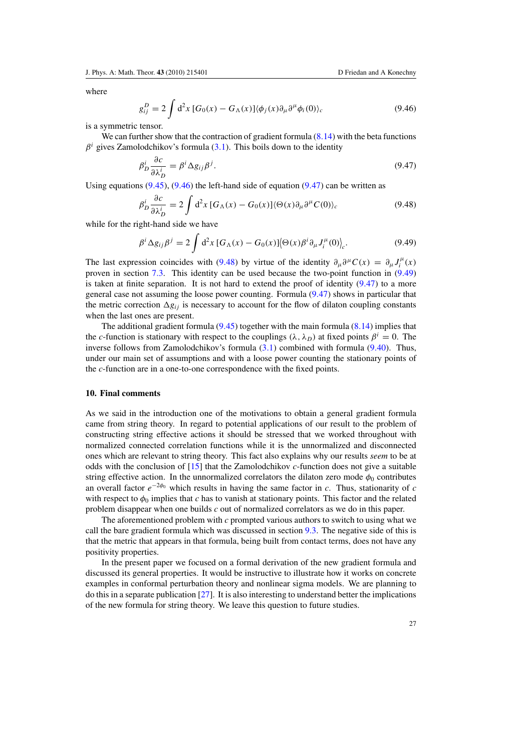where

$$g_{ij}^{D} = 2\int \mathrm{d}^2x\,[G_0(x) - G_\Lambda(x)]\langle \phi_j(x)\partial_\mu\partial^\mu\phi_i(0)\rangle_c \tag{9.46}$$

is a symmetric tensor.

We can further show that the contraction of gradient formula (8.14) with the beta functions $\beta^i$ gives Zamolodchikov's formula (3.1). This boils down to the identity

$$\beta_D^i \frac{\partial c}{\partial \lambda_D^i} = \beta^i \Delta g_{ij}\beta^j. \tag{9.47}$$

Using equations (9.45), (9.46) the left-hand side of equation (9.47) can be written as

$$\beta_D^i \frac{\partial c}{\partial \lambda_D^i} = 2\int \mathrm{d}^2x\,[G_\Lambda(x) - G_0(x)]\langle \Theta(x)\partial_\mu\partial^\mu C(0)\rangle_c \tag{9.48}$$

while for the right-hand side we have

$$\beta^i \Delta g_{ij}\beta^j = 2\int \mathrm{d}^2x\,[G_\Lambda(x) - G_0(x)]\big\langle \Theta(x)\beta^i\partial_\mu J_i^\mu(0)\big\rangle_c. \tag{9.49}$$

The last expression coincides with (9.48) by virtue of the identity $\partial_\mu\partial^\mu C(x) = \partial_\mu J_i^\mu(x)$ proven in section 7.3. This identity can be used because the two-point function in (9.49) is taken at finite separation. It is not hard to extend the proof of identity (9.47) to a more general case not assuming the loose power counting. Formula (9.47) shows in particular that the metric correction $\Delta g_{ij}$ is necessary to account for the flow of dilaton coupling constants when the last ones are present.

The additional gradient formula (9.45) together with the main formula (8.14) implies that the $c$-function is stationary with respect to the couplings $(\lambda, \lambda_D)$ at fixed points $\beta^i = 0$. The inverse follows from Zamolodchikov's formula (3.1) combined with formula (9.40). Thus, under our main set of assumptions and with a loose power counting the stationary points of the $c$-function are in a one-to-one correspondence with the fixed points.

## 10. Final comments

As we said in the introduction one of the motivations to obtain a general gradient formula came from string theory. In regard to potential applications of our result to the problem of constructing string effective actions it should be stressed that we worked throughout with normalized connected correlation functions while it is the unnormalized and disconnected ones which are relevant to string theory. This fact also explains why our results *seem* to be at odds with the conclusion of [15] that the Zamolodchikov $c$-function does not give a suitable string effective action. In the unnormalized correlators the dilaton zero mode $\phi_0$ contributes an overall factor $e^{-2\phi_0}$ which results in having the same factor in $c$. Thus, stationarity of $c$ with respect to $\phi_0$ implies that $c$ has to vanish at stationary points. This factor and the related problem disappear when one builds $c$ out of normalized correlators as we do in this paper.

The aforementioned problem with $c$ prompted various authors to switch to using what we call the bare gradient formula which was discussed in section 9.3. The negative side of this is that the metric that appears in that formula, being built from contact terms, does not have any positivity properties.

In the present paper we focused on a formal derivation of the new gradient formula and discussed its general properties. It would be instructive to illustrate how it works on concrete examples in conformal perturbation theory and nonlinear sigma models. We are planning to do this in a separate publication [27]. It is also interesting to understand better the implications of the new formula for string theory. We leave this question to future studies.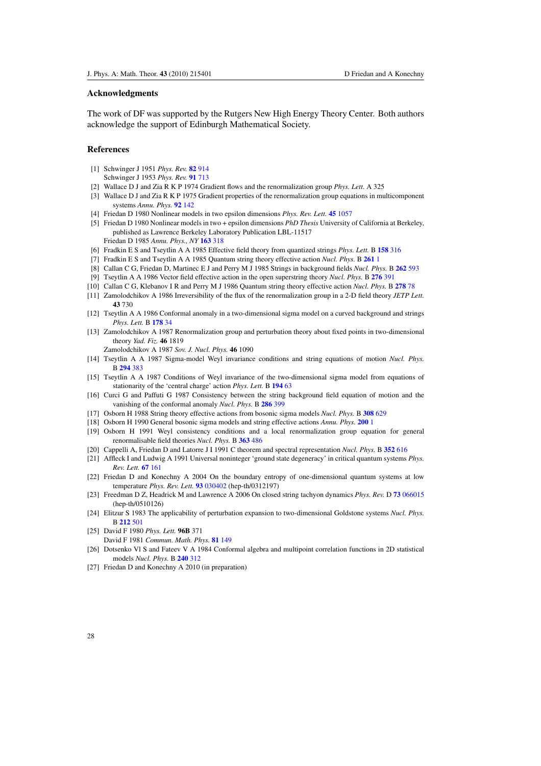## Acknowledgments

The work of DF was supported by the Rutgers New High Energy Theory Center. Both authors acknowledge the support of Edinburgh Mathematical Society.

## References

[1] Schwinger J 1951 *Phys. Rev.* **82** 914
Schwinger J 1953 *Phys. Rev.* **91** 713

[2] Wallace D J and Zia R K P 1974 Gradient flows and the renormalization group *Phys. Lett.* A 325

[3] Wallace D J and Zia R K P 1975 Gradient properties of the renormalization group equations in multicomponent systems *Annu. Phys.* **92** 142

[4] Friedan D 1980 Nonlinear models in two epsilon dimensions *Phys. Rev. Lett.* **45** 1057

[5] Friedan D 1980 Nonlinear models in two + epsilon dimensions *PhD Thesis* University of California at Berkeley, published as Lawrence Berkeley Laboratory Publication LBL-11517
Friedan D 1985 *Annu. Phys., NY* **163** 318

[6] Fradkin E S and Tseytlin A A 1985 Effective field theory from quantized strings *Phys. Lett.* B **158** 316

[7] Fradkin E S and Tseytlin A A 1985 Quantum string theory effective action *Nucl. Phys.* B **261** 1

[8] Callan C G, Friedan D, Martinec E J and Perry M J 1985 Strings in background fields *Nucl. Phys.* B **262** 593

[9] Tseytlin A A 1986 Vector field effective action in the open superstring theory *Nucl. Phys.* B **276** 391

[10] Callan C G, Klebanov I R and Perry M J 1986 Quantum string theory effective action *Nucl. Phys.* B **278** 78

[11] Zamolodchikov A 1986 Irreversibility of the flux of the renormalization group in a 2-D field theory *JETP Lett.* **43** 730

[12] Tseytlin A A 1986 Conformal anomaly in a two-dimensional sigma model on a curved background and strings *Phys. Lett.* B **178** 34

[13] Zamolodchikov A 1987 Renormalization group and perturbation theory about fixed points in two-dimensional theory *Yad. Fiz.* **46** 1819
Zamolodchikov A 1987 *Sov. J. Nucl. Phys.* **46** 1090

[14] Tseytlin A A 1987 Sigma-model Weyl invariance conditions and string equations of motion *Nucl. Phys.* B **294** 383

[15] Tseytlin A A 1987 Conditions of Weyl invariance of the two-dimensional sigma model from equations of stationarity of the 'central charge' action *Phys. Lett.* B **194** 63

[16] Curci G and Paffuti G 1987 Consistency between the string background field equation of motion and the vanishing of the conformal anomaly *Nucl. Phys.* B **286** 399

[17] Osborn H 1988 String theory effective actions from bosonic sigma models *Nucl. Phys.* B **308** 629

[18] Osborn H 1990 General bosonic sigma models and string effective actions *Annu. Phys.* **200** 1

[19] Osborn H 1991 Weyl consistency conditions and a local renormalization group equation for general renormalisable field theories *Nucl. Phys.* B **363** 486

[20] Cappelli A, Friedan D and Latorre J I 1991 C theorem and spectral representation *Nucl. Phys.* B **352** 616

[21] Affleck I and Ludwig A 1991 Universal noninteger 'ground state degeneracy' in critical quantum systems *Phys. Rev. Lett.* **67** 161

[22] Friedan D and Konechny A 2004 On the boundary entropy of one-dimensional quantum systems at low temperature *Phys. Rev. Lett.* **93** 030402 (hep-th/0312197)

[23] Freedman D Z, Headrick M and Lawrence A 2006 On closed string tachyon dynamics *Phys. Rev.* D **73** 066015 (hep-th/0510126)

[24] Elitzur S 1983 The applicability of perturbation expansion to two-dimensional Goldstone systems *Nucl. Phys.* B **212** 501

[25] David F 1980 *Phys. Lett.* **96B** 371
David F 1981 *Commun. Math. Phys.* **81** 149

[26] Dotsenko Vl S and Fateev V A 1984 Conformal algebra and multipoint correlation functions in 2D statistical models *Nucl. Phys.* B **240** 312

[27] Friedan D and Konechny A 2010 (in preparation)